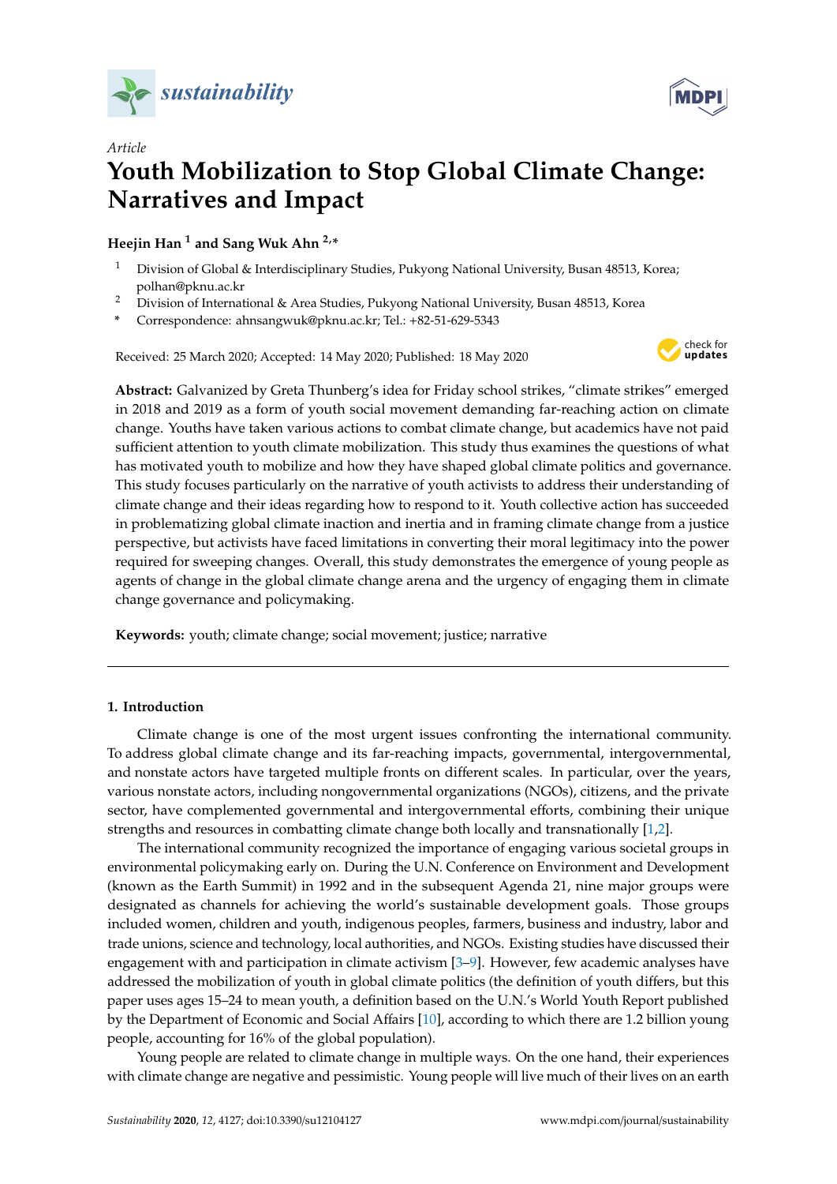*Article*

# Youth Mobilization to Stop Global Climate Change: Narratives and Impact

**Heejin Han [1] and Sang Wuk Ahn [2,*]**

[1] Division of Global & Interdisciplinary Studies, Pukyong National University, Busan 48513, Korea; polhan@pknu.ac.kr

[2] Division of International & Area Studies, Pukyong National University, Busan 48513, Korea

\* Correspondence: ahnsangwuk@pknu.ac.kr; Tel.: +82-51-629-5343

Received: 25 March 2020; Accepted: 14 May 2020; Published: 18 May 2020

**Abstract:** Galvanized by Greta Thunberg's idea for Friday school strikes, "climate strikes" emerged in 2018 and 2019 as a form of youth social movement demanding far-reaching action on climate change. Youths have taken various actions to combat climate change, but academics have not paid sufficient attention to youth climate mobilization. This study thus examines the questions of what has motivated youth to mobilize and how they have shaped global climate politics and governance. This study focuses particularly on the narrative of youth activists to address their understanding of climate change and their ideas regarding how to respond to it. Youth collective action has succeeded in problematizing global climate inaction and inertia and in framing climate change from a justice perspective, but activists have faced limitations in converting their moral legitimacy into the power required for sweeping changes. Overall, this study demonstrates the emergence of young people as agents of change in the global climate change arena and the urgency of engaging them in climate change governance and policymaking.

**Keywords:** youth; climate change; social movement; justice; narrative

## 1. Introduction

Climate change is one of the most urgent issues confronting the international community. To address global climate change and its far-reaching impacts, governmental, intergovernmental, and nonstate actors have targeted multiple fronts on different scales. In particular, over the years, various nonstate actors, including nongovernmental organizations (NGOs), citizens, and the private sector, have complemented governmental and intergovernmental efforts, combining their unique strengths and resources in combatting climate change both locally and transnationally [1,2].

The international community recognized the importance of engaging various societal groups in environmental policymaking early on. During the U.N. Conference on Environment and Development (known as the Earth Summit) in 1992 and in the subsequent Agenda 21, nine major groups were designated as channels for achieving the world's sustainable development goals. Those groups included women, children and youth, indigenous peoples, farmers, business and industry, labor and trade unions, science and technology, local authorities, and NGOs. Existing studies have discussed their engagement with and participation in climate activism [3–9]. However, few academic analyses have addressed the mobilization of youth in global climate politics (the definition of youth differs, but this paper uses ages 15–24 to mean youth, a definition based on the U.N.'s World Youth Report published by the Department of Economic and Social Affairs [10], according to which there are 1.2 billion young people, accounting for 16% of the global population).

Young people are related to climate change in multiple ways. On the one hand, their experiences with climate change are negative and pessimistic. Young people will live much of their lives on an earth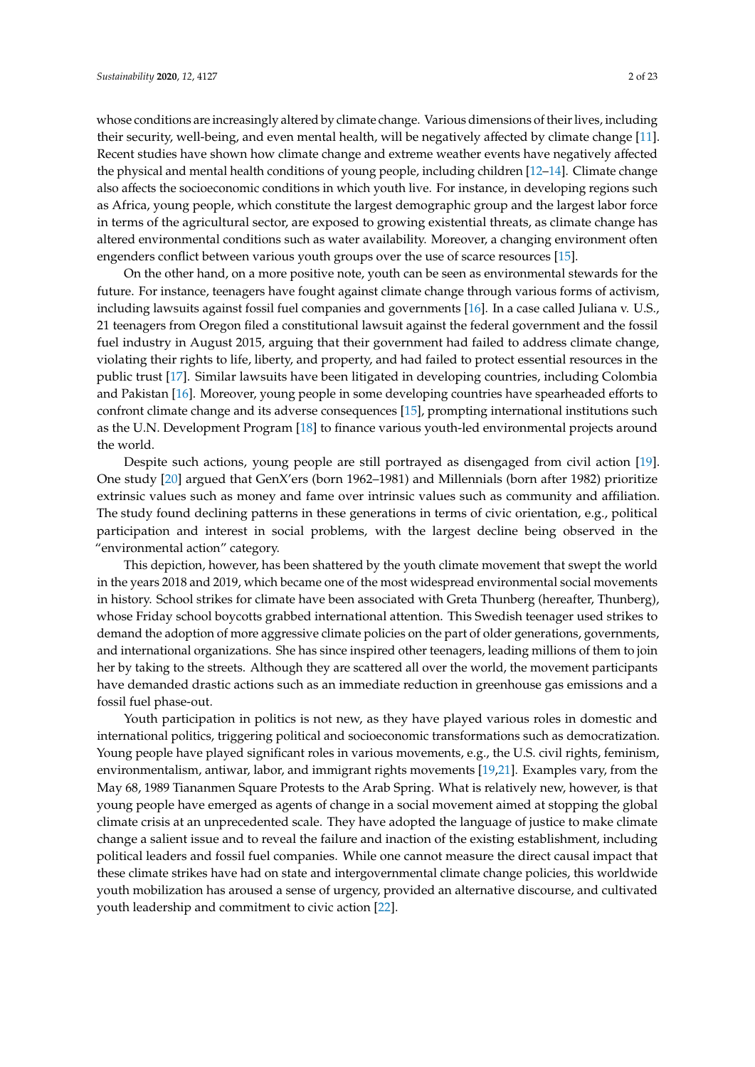whose conditions are increasingly altered by climate change. Various dimensions of their lives, including their security, well-being, and even mental health, will be negatively affected by climate change [11]. Recent studies have shown how climate change and extreme weather events have negatively affected the physical and mental health conditions of young people, including children [12–14]. Climate change also affects the socioeconomic conditions in which youth live. For instance, in developing regions such as Africa, young people, which constitute the largest demographic group and the largest labor force in terms of the agricultural sector, are exposed to growing existential threats, as climate change has altered environmental conditions such as water availability. Moreover, a changing environment often engenders conflict between various youth groups over the use of scarce resources [15].

On the other hand, on a more positive note, youth can be seen as environmental stewards for the future. For instance, teenagers have fought against climate change through various forms of activism, including lawsuits against fossil fuel companies and governments [16]. In a case called Juliana v. U.S., 21 teenagers from Oregon filed a constitutional lawsuit against the federal government and the fossil fuel industry in August 2015, arguing that their government had failed to address climate change, violating their rights to life, liberty, and property, and had failed to protect essential resources in the public trust [17]. Similar lawsuits have been litigated in developing countries, including Colombia and Pakistan [16]. Moreover, young people in some developing countries have spearheaded efforts to confront climate change and its adverse consequences [15], prompting international institutions such as the U.N. Development Program [18] to finance various youth-led environmental projects around the world.

Despite such actions, young people are still portrayed as disengaged from civil action [19]. One study [20] argued that GenX'ers (born 1962–1981) and Millennials (born after 1982) prioritize extrinsic values such as money and fame over intrinsic values such as community and affiliation. The study found declining patterns in these generations in terms of civic orientation, e.g., political participation and interest in social problems, with the largest decline being observed in the "environmental action" category.

This depiction, however, has been shattered by the youth climate movement that swept the world in the years 2018 and 2019, which became one of the most widespread environmental social movements in history. School strikes for climate have been associated with Greta Thunberg (hereafter, Thunberg), whose Friday school boycotts grabbed international attention. This Swedish teenager used strikes to demand the adoption of more aggressive climate policies on the part of older generations, governments, and international organizations. She has since inspired other teenagers, leading millions of them to join her by taking to the streets. Although they are scattered all over the world, the movement participants have demanded drastic actions such as an immediate reduction in greenhouse gas emissions and a fossil fuel phase-out.

Youth participation in politics is not new, as they have played various roles in domestic and international politics, triggering political and socioeconomic transformations such as democratization. Young people have played significant roles in various movements, e.g., the U.S. civil rights, feminism, environmentalism, antiwar, labor, and immigrant rights movements [19,21]. Examples vary, from the May 68, 1989 Tiananmen Square Protests to the Arab Spring. What is relatively new, however, is that young people have emerged as agents of change in a social movement aimed at stopping the global climate crisis at an unprecedented scale. They have adopted the language of justice to make climate change a salient issue and to reveal the failure and inaction of the existing establishment, including political leaders and fossil fuel companies. While one cannot measure the direct causal impact that these climate strikes have had on state and intergovernmental climate change policies, this worldwide youth mobilization has aroused a sense of urgency, provided an alternative discourse, and cultivated youth leadership and commitment to civic action [22].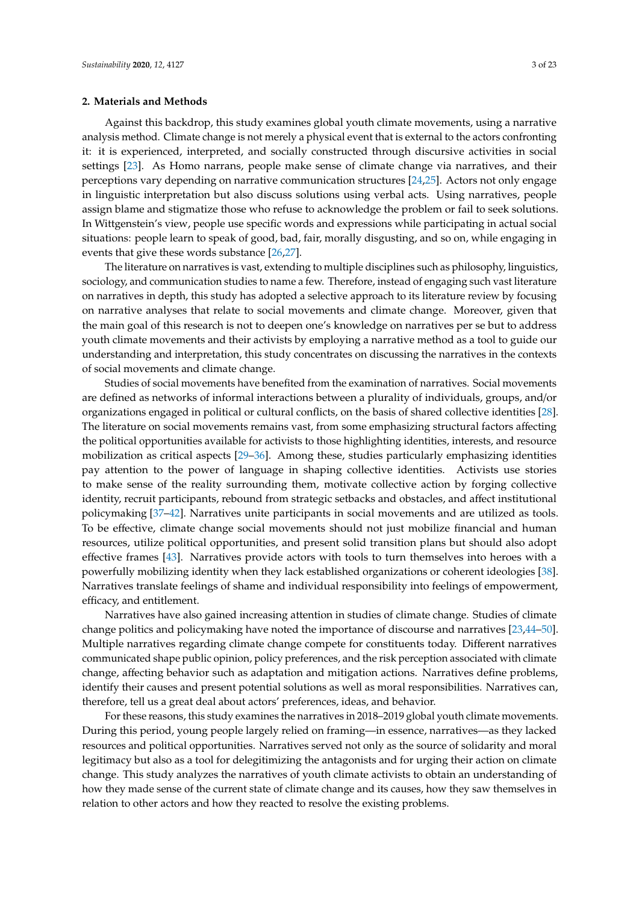## 2. Materials and Methods

Against this backdrop, this study examines global youth climate movements, using a narrative analysis method. Climate change is not merely a physical event that is external to the actors confronting it: it is experienced, interpreted, and socially constructed through discursive activities in social settings [23]. As Homo narrans, people make sense of climate change via narratives, and their perceptions vary depending on narrative communication structures [24,25]. Actors not only engage in linguistic interpretation but also discuss solutions using verbal acts. Using narratives, people assign blame and stigmatize those who refuse to acknowledge the problem or fail to seek solutions. In Wittgenstein's view, people use specific words and expressions while participating in actual social situations: people learn to speak of good, bad, fair, morally disgusting, and so on, while engaging in events that give these words substance [26,27].

The literature on narratives is vast, extending to multiple disciplines such as philosophy, linguistics, sociology, and communication studies to name a few. Therefore, instead of engaging such vast literature on narratives in depth, this study has adopted a selective approach to its literature review by focusing on narrative analyses that relate to social movements and climate change. Moreover, given that the main goal of this research is not to deepen one's knowledge on narratives per se but to address youth climate movements and their activists by employing a narrative method as a tool to guide our understanding and interpretation, this study concentrates on discussing the narratives in the contexts of social movements and climate change.

Studies of social movements have benefited from the examination of narratives. Social movements are defined as networks of informal interactions between a plurality of individuals, groups, and/or organizations engaged in political or cultural conflicts, on the basis of shared collective identities [28]. The literature on social movements remains vast, from some emphasizing structural factors affecting the political opportunities available for activists to those highlighting identities, interests, and resource mobilization as critical aspects [29–36]. Among these, studies particularly emphasizing identities pay attention to the power of language in shaping collective identities. Activists use stories to make sense of the reality surrounding them, motivate collective action by forging collective identity, recruit participants, rebound from strategic setbacks and obstacles, and affect institutional policymaking [37–42]. Narratives unite participants in social movements and are utilized as tools. To be effective, climate change social movements should not just mobilize financial and human resources, utilize political opportunities, and present solid transition plans but should also adopt effective frames [43]. Narratives provide actors with tools to turn themselves into heroes with a powerfully mobilizing identity when they lack established organizations or coherent ideologies [38]. Narratives translate feelings of shame and individual responsibility into feelings of empowerment, efficacy, and entitlement.

Narratives have also gained increasing attention in studies of climate change. Studies of climate change politics and policymaking have noted the importance of discourse and narratives [23,44–50]. Multiple narratives regarding climate change compete for constituents today. Different narratives communicated shape public opinion, policy preferences, and the risk perception associated with climate change, affecting behavior such as adaptation and mitigation actions. Narratives define problems, identify their causes and present potential solutions as well as moral responsibilities. Narratives can, therefore, tell us a great deal about actors' preferences, ideas, and behavior.

For these reasons, this study examines the narratives in 2018–2019 global youth climate movements. During this period, young people largely relied on framing—in essence, narratives—as they lacked resources and political opportunities. Narratives served not only as the source of solidarity and moral legitimacy but also as a tool for delegitimizing the antagonists and for urging their action on climate change. This study analyzes the narratives of youth climate activists to obtain an understanding of how they made sense of the current state of climate change and its causes, how they saw themselves in relation to other actors and how they reacted to resolve the existing problems.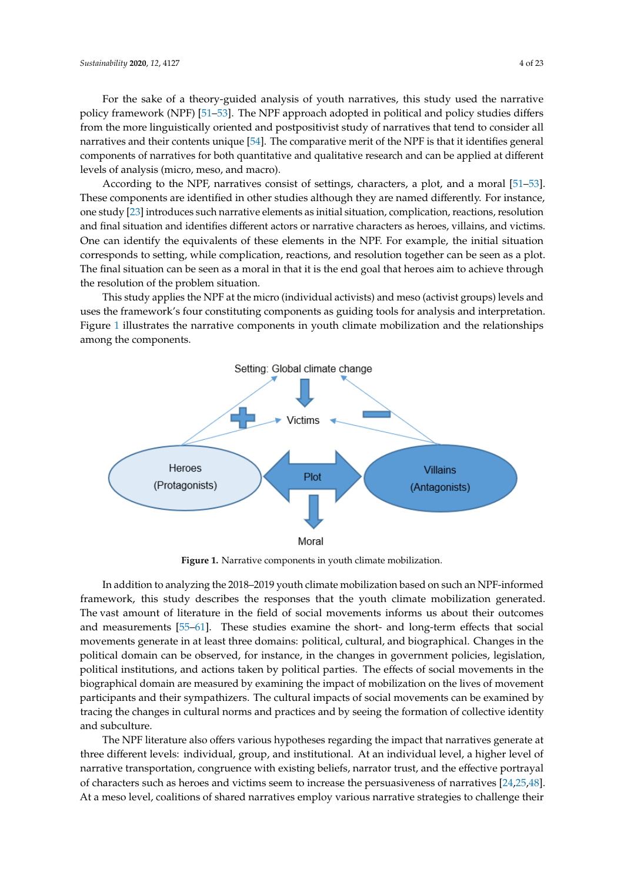For the sake of a theory-guided analysis of youth narratives, this study used the narrative policy framework (NPF) [51–53]. The NPF approach adopted in political and policy studies differs from the more linguistically oriented and postpositivist study of narratives that tend to consider all narratives and their contents unique [54]. The comparative merit of the NPF is that it identifies general components of narratives for both quantitative and qualitative research and can be applied at different levels of analysis (micro, meso, and macro).

According to the NPF, narratives consist of settings, characters, a plot, and a moral [51–53]. These components are identified in other studies although they are named differently. For instance, one study [23] introduces such narrative elements as initial situation, complication, reactions, resolution and final situation and identifies different actors or narrative characters as heroes, villains, and victims. One can identify the equivalents of these elements in the NPF. For example, the initial situation corresponds to setting, while complication, reactions, and resolution together can be seen as a plot. The final situation can be seen as a moral in that it is the end goal that heroes aim to achieve through the resolution of the problem situation.

This study applies the NPF at the micro (individual activists) and meso (activist groups) levels and uses the framework's four constituting components as guiding tools for analysis and interpretation. Figure 1 illustrates the narrative components in youth climate mobilization and the relationships among the components.

**Figure 1.** Narrative components in youth climate mobilization.

In addition to analyzing the 2018–2019 youth climate mobilization based on such an NPF-informed framework, this study describes the responses that the youth climate mobilization generated. The vast amount of literature in the field of social movements informs us about their outcomes and measurements [55–61]. These studies examine the short- and long-term effects that social movements generate in at least three domains: political, cultural, and biographical. Changes in the political domain can be observed, for instance, in the changes in government policies, legislation, political institutions, and actions taken by political parties. The effects of social movements in the biographical domain are measured by examining the impact of mobilization on the lives of movement participants and their sympathizers. The cultural impacts of social movements can be examined by tracing the changes in cultural norms and practices and by seeing the formation of collective identity and subculture.

The NPF literature also offers various hypotheses regarding the impact that narratives generate at three different levels: individual, group, and institutional. At an individual level, a higher level of narrative transportation, congruence with existing beliefs, narrator trust, and the effective portrayal of characters such as heroes and victims seem to increase the persuasiveness of narratives [24,25,48]. At a meso level, coalitions of shared narratives employ various narrative strategies to challenge their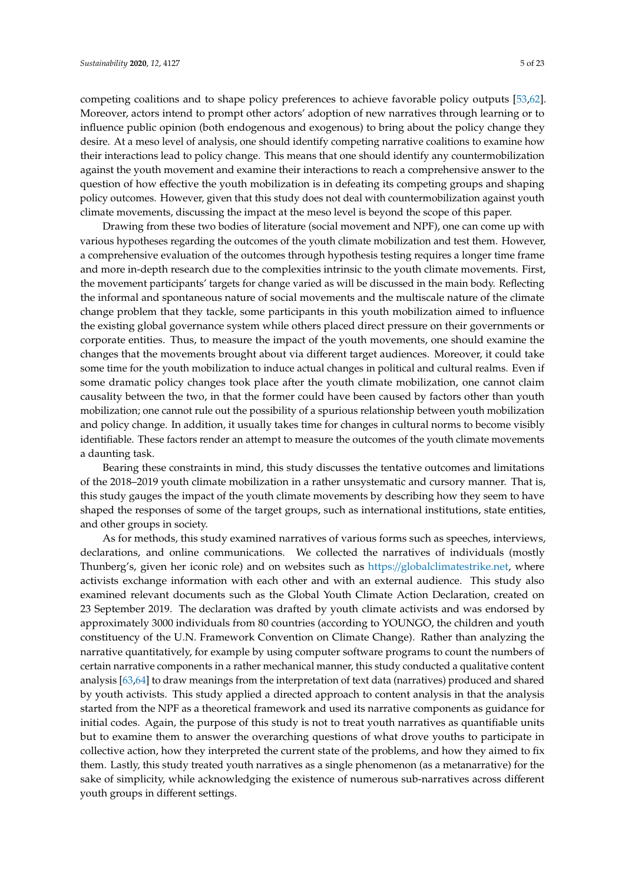competing coalitions and to shape policy preferences to achieve favorable policy outputs [53,62]. Moreover, actors intend to prompt other actors' adoption of new narratives through learning or to influence public opinion (both endogenous and exogenous) to bring about the policy change they desire. At a meso level of analysis, one should identify competing narrative coalitions to examine how their interactions lead to policy change. This means that one should identify any countermobilization against the youth movement and examine their interactions to reach a comprehensive answer to the question of how effective the youth mobilization is in defeating its competing groups and shaping policy outcomes. However, given that this study does not deal with countermobilization against youth climate movements, discussing the impact at the meso level is beyond the scope of this paper.

Drawing from these two bodies of literature (social movement and NPF), one can come up with various hypotheses regarding the outcomes of the youth climate mobilization and test them. However, a comprehensive evaluation of the outcomes through hypothesis testing requires a longer time frame and more in-depth research due to the complexities intrinsic to the youth climate movements. First, the movement participants' targets for change varied as will be discussed in the main body. Reflecting the informal and spontaneous nature of social movements and the multiscale nature of the climate change problem that they tackle, some participants in this youth mobilization aimed to influence the existing global governance system while others placed direct pressure on their governments or corporate entities. Thus, to measure the impact of the youth movements, one should examine the changes that the movements brought about via different target audiences. Moreover, it could take some time for the youth mobilization to induce actual changes in political and cultural realms. Even if some dramatic policy changes took place after the youth climate mobilization, one cannot claim causality between the two, in that the former could have been caused by factors other than youth mobilization; one cannot rule out the possibility of a spurious relationship between youth mobilization and policy change. In addition, it usually takes time for changes in cultural norms to become visibly identifiable. These factors render an attempt to measure the outcomes of the youth climate movements a daunting task.

Bearing these constraints in mind, this study discusses the tentative outcomes and limitations of the 2018–2019 youth climate mobilization in a rather unsystematic and cursory manner. That is, this study gauges the impact of the youth climate movements by describing how they seem to have shaped the responses of some of the target groups, such as international institutions, state entities, and other groups in society.

As for methods, this study examined narratives of various forms such as speeches, interviews, declarations, and online communications. We collected the narratives of individuals (mostly Thunberg's, given her iconic role) and on websites such as https://globalclimatestrike.net, where activists exchange information with each other and with an external audience. This study also examined relevant documents such as the Global Youth Climate Action Declaration, created on 23 September 2019. The declaration was drafted by youth climate activists and was endorsed by approximately 3000 individuals from 80 countries (according to YOUNGO, the children and youth constituency of the U.N. Framework Convention on Climate Change). Rather than analyzing the narrative quantitatively, for example by using computer software programs to count the numbers of certain narrative components in a rather mechanical manner, this study conducted a qualitative content analysis [63,64] to draw meanings from the interpretation of text data (narratives) produced and shared by youth activists. This study applied a directed approach to content analysis in that the analysis started from the NPF as a theoretical framework and used its narrative components as guidance for initial codes. Again, the purpose of this study is not to treat youth narratives as quantifiable units but to examine them to answer the overarching questions of what drove youths to participate in collective action, how they interpreted the current state of the problems, and how they aimed to fix them. Lastly, this study treated youth narratives as a single phenomenon (as a metanarrative) for the sake of simplicity, while acknowledging the existence of numerous sub-narratives across different youth groups in different settings.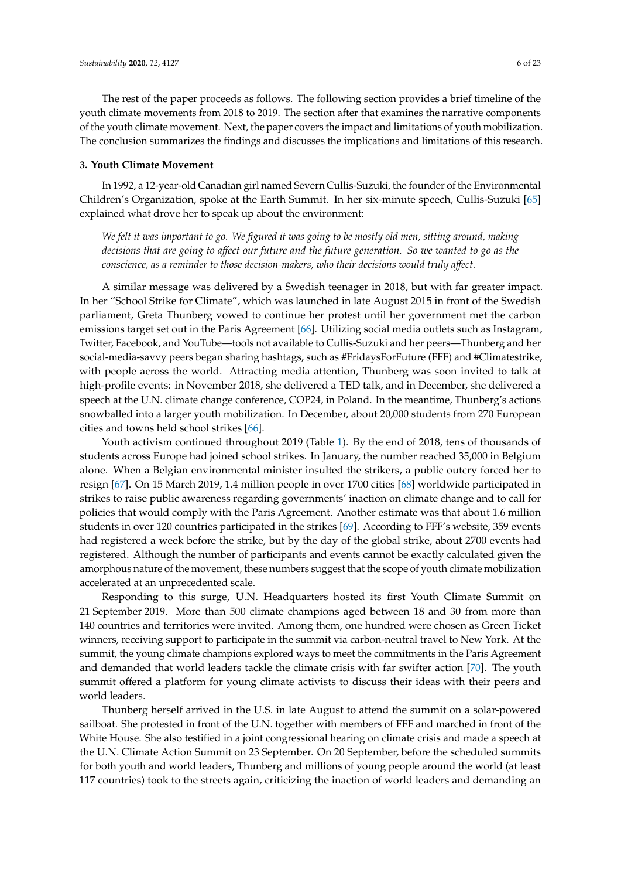The rest of the paper proceeds as follows. The following section provides a brief timeline of the youth climate movements from 2018 to 2019. The section after that examines the narrative components of the youth climate movement. Next, the paper covers the impact and limitations of youth mobilization. The conclusion summarizes the findings and discusses the implications and limitations of this research.

### 3. Youth Climate Movement

In 1992, a 12-year-old Canadian girl named Severn Cullis-Suzuki, the founder of the Environmental Children's Organization, spoke at the Earth Summit. In her six-minute speech, Cullis-Suzuki [65] explained what drove her to speak up about the environment:

> *We felt it was important to go. We figured it was going to be mostly old men, sitting around, making decisions that are going to affect our future and the future generation. So we wanted to go as the conscience, as a reminder to those decision-makers, who their decisions would truly affect.*

A similar message was delivered by a Swedish teenager in 2018, but with far greater impact. In her "School Strike for Climate", which was launched in late August 2015 in front of the Swedish parliament, Greta Thunberg vowed to continue her protest until her government met the carbon emissions target set out in the Paris Agreement [66]. Utilizing social media outlets such as Instagram, Twitter, Facebook, and YouTube—tools not available to Cullis-Suzuki and her peers—Thunberg and her social-media-savvy peers began sharing hashtags, such as #FridaysForFuture (FFF) and #Climatestrike, with people across the world. Attracting media attention, Thunberg was soon invited to talk at high-profile events: in November 2018, she delivered a TED talk, and in December, she delivered a speech at the U.N. climate change conference, COP24, in Poland. In the meantime, Thunberg's actions snowballed into a larger youth mobilization. In December, about 20,000 students from 270 European cities and towns held school strikes [66].

Youth activism continued throughout 2019 (Table 1). By the end of 2018, tens of thousands of students across Europe had joined school strikes. In January, the number reached 35,000 in Belgium alone. When a Belgian environmental minister insulted the strikers, a public outcry forced her to resign [67]. On 15 March 2019, 1.4 million people in over 1700 cities [68] worldwide participated in strikes to raise public awareness regarding governments' inaction on climate change and to call for policies that would comply with the Paris Agreement. Another estimate was that about 1.6 million students in over 120 countries participated in the strikes [69]. According to FFF's website, 359 events had registered a week before the strike, but by the day of the global strike, about 2700 events had registered. Although the number of participants and events cannot be exactly calculated given the amorphous nature of the movement, these numbers suggest that the scope of youth climate mobilization accelerated at an unprecedented scale.

Responding to this surge, U.N. Headquarters hosted its first Youth Climate Summit on 21 September 2019. More than 500 climate champions aged between 18 and 30 from more than 140 countries and territories were invited. Among them, one hundred were chosen as Green Ticket winners, receiving support to participate in the summit via carbon-neutral travel to New York. At the summit, the young climate champions explored ways to meet the commitments in the Paris Agreement and demanded that world leaders tackle the climate crisis with far swifter action [70]. The youth summit offered a platform for young climate activists to discuss their ideas with their peers and world leaders.

Thunberg herself arrived in the U.S. in late August to attend the summit on a solar-powered sailboat. She protested in front of the U.N. together with members of FFF and marched in front of the White House. She also testified in a joint congressional hearing on climate crisis and made a speech at the U.N. Climate Action Summit on 23 September. On 20 September, before the scheduled summits for both youth and world leaders, Thunberg and millions of young people around the world (at least 117 countries) took to the streets again, criticizing the inaction of world leaders and demanding an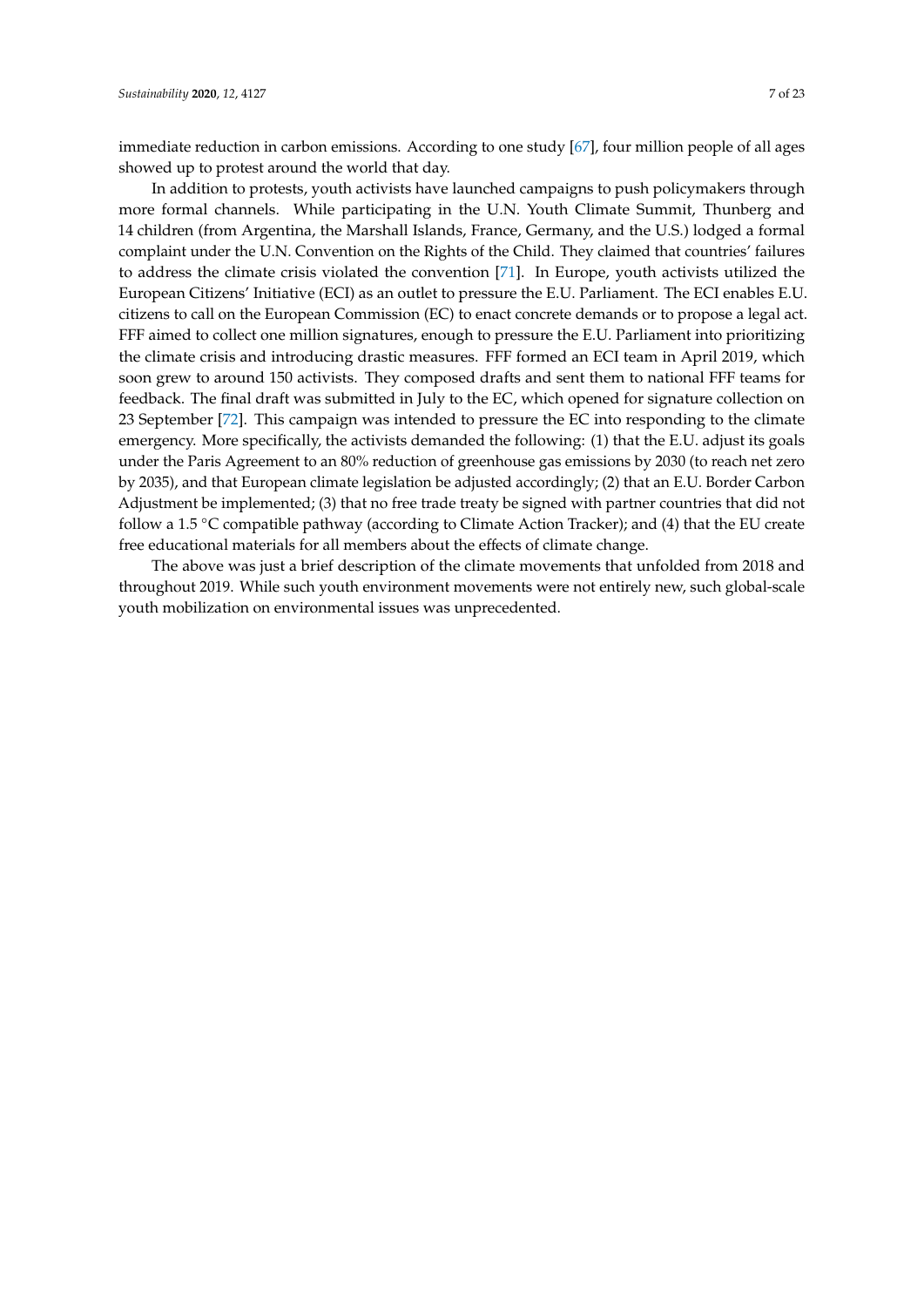immediate reduction in carbon emissions. According to one study [67], four million people of all ages showed up to protest around the world that day.

In addition to protests, youth activists have launched campaigns to push policymakers through more formal channels. While participating in the U.N. Youth Climate Summit, Thunberg and 14 children (from Argentina, the Marshall Islands, France, Germany, and the U.S.) lodged a formal complaint under the U.N. Convention on the Rights of the Child. They claimed that countries' failures to address the climate crisis violated the convention [71]. In Europe, youth activists utilized the European Citizens' Initiative (ECI) as an outlet to pressure the E.U. Parliament. The ECI enables E.U. citizens to call on the European Commission (EC) to enact concrete demands or to propose a legal act. FFF aimed to collect one million signatures, enough to pressure the E.U. Parliament into prioritizing the climate crisis and introducing drastic measures. FFF formed an ECI team in April 2019, which soon grew to around 150 activists. They composed drafts and sent them to national FFF teams for feedback. The final draft was submitted in July to the EC, which opened for signature collection on 23 September [72]. This campaign was intended to pressure the EC into responding to the climate emergency. More specifically, the activists demanded the following: (1) that the E.U. adjust its goals under the Paris Agreement to an 80% reduction of greenhouse gas emissions by 2030 (to reach net zero by 2035), and that European climate legislation be adjusted accordingly; (2) that an E.U. Border Carbon Adjustment be implemented; (3) that no free trade treaty be signed with partner countries that did not follow a 1.5 °C compatible pathway (according to Climate Action Tracker); and (4) that the EU create free educational materials for all members about the effects of climate change.

The above was just a brief description of the climate movements that unfolded from 2018 and throughout 2019. While such youth environment movements were not entirely new, such global-scale youth mobilization on environmental issues was unprecedented.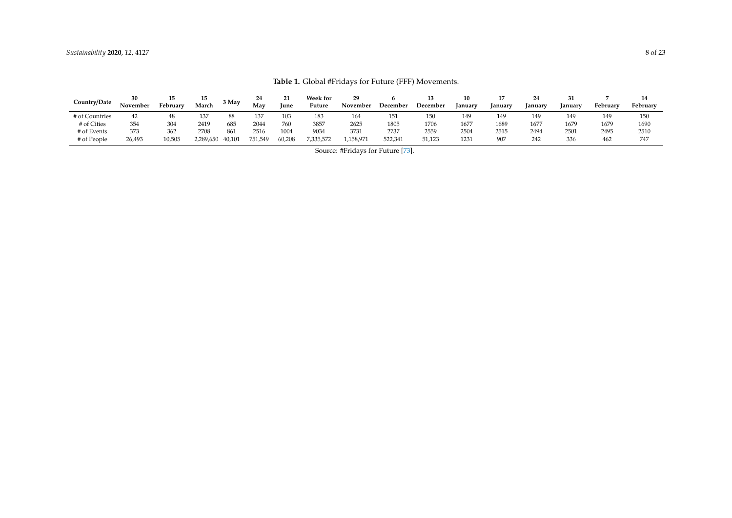**Table 1.** Global #Fridays for Future (FFF) Movements.

| Country/Date | 30 November | 15 February | 15 March | 3 May | 24 May | 21 June | Week for Future | 29 November | 6 December | 13 December | 10 January | 17 January | 24 January | 31 January | 7 February | 14 February |
|---|---|---|---|---|---|---|---|---|---|---|---|---|---|---|---|---|
| # of Countries | 42 | 48 | 137 | 88 | 137 | 103 | 183 | 164 | 151 | 150 | 149 | 149 | 149 | 149 | 149 | 150 |
| # of Cities | 354 | 304 | 2419 | 685 | 2044 | 760 | 3857 | 2625 | 1805 | 1706 | 1677 | 1689 | 1677 | 1679 | 1679 | 1690 |
| # of Events | 373 | 362 | 2708 | 861 | 2516 | 1004 | 9034 | 3731 | 2737 | 2559 | 2504 | 2515 | 2494 | 2501 | 2495 | 2510 |
| # of People | 26,493 | 10,505 | 2,289,650 | 40,101 | 751,549 | 60,208 | 7,335,572 | 1,158,971 | 522,341 | 51,123 | 1231 | 907 | 242 | 336 | 462 | 747 |

Source: #Fridays for Future [73].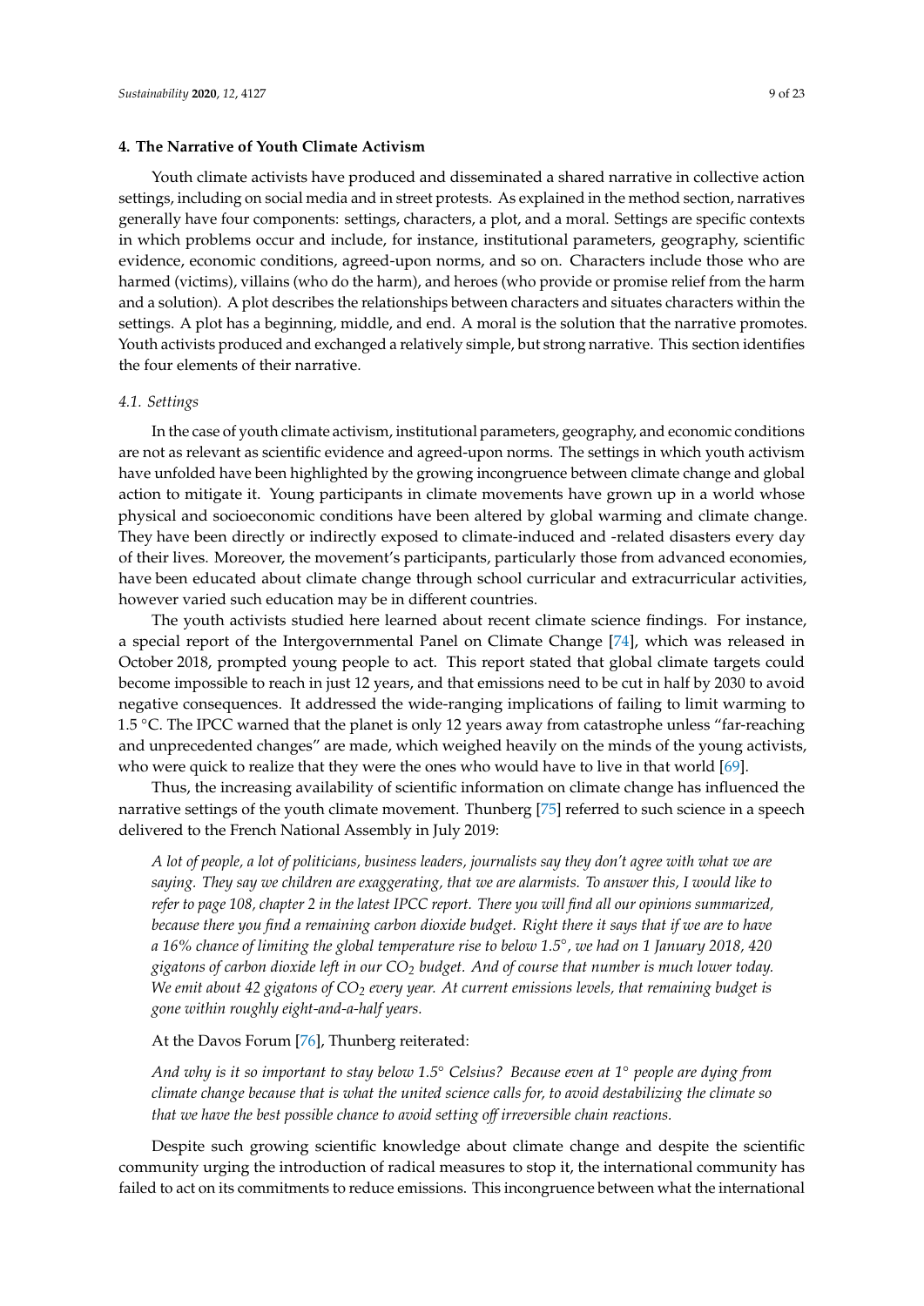## 4. The Narrative of Youth Climate Activism

Youth climate activists have produced and disseminated a shared narrative in collective action settings, including on social media and in street protests. As explained in the method section, narratives generally have four components: settings, characters, a plot, and a moral. Settings are specific contexts in which problems occur and include, for instance, institutional parameters, geography, scientific evidence, economic conditions, agreed-upon norms, and so on. Characters include those who are harmed (victims), villains (who do the harm), and heroes (who provide or promise relief from the harm and a solution). A plot describes the relationships between characters and situates characters within the settings. A plot has a beginning, middle, and end. A moral is the solution that the narrative promotes. Youth activists produced and exchanged a relatively simple, but strong narrative. This section identifies the four elements of their narrative.

### *4.1. Settings*

In the case of youth climate activism, institutional parameters, geography, and economic conditions are not as relevant as scientific evidence and agreed-upon norms. The settings in which youth activism have unfolded have been highlighted by the growing incongruence between climate change and global action to mitigate it. Young participants in climate movements have grown up in a world whose physical and socioeconomic conditions have been altered by global warming and climate change. They have been directly or indirectly exposed to climate-induced and -related disasters every day of their lives. Moreover, the movement's participants, particularly those from advanced economies, have been educated about climate change through school curricular and extracurricular activities, however varied such education may be in different countries.

The youth activists studied here learned about recent climate science findings. For instance, a special report of the Intergovernmental Panel on Climate Change [74], which was released in October 2018, prompted young people to act. This report stated that global climate targets could become impossible to reach in just 12 years, and that emissions need to be cut in half by 2030 to avoid negative consequences. It addressed the wide-ranging implications of failing to limit warming to 1.5 °C. The IPCC warned that the planet is only 12 years away from catastrophe unless "far-reaching and unprecedented changes" are made, which weighed heavily on the minds of the young activists, who were quick to realize that they were the ones who would have to live in that world [69].

Thus, the increasing availability of scientific information on climate change has influenced the narrative settings of the youth climate movement. Thunberg [75] referred to such science in a speech delivered to the French National Assembly in July 2019:

> *A lot of people, a lot of politicians, business leaders, journalists say they don't agree with what we are saying. They say we children are exaggerating, that we are alarmists. To answer this, I would like to refer to page 108, chapter 2 in the latest IPCC report. There you will find all our opinions summarized, because there you find a remaining carbon dioxide budget. Right there it says that if we are to have a 16% chance of limiting the global temperature rise to below 1.5°, we had on 1 January 2018, 420 gigatons of carbon dioxide left in our $CO_2$ budget. And of course that number is much lower today. We emit about 42 gigatons of $CO_2$ every year. At current emissions levels, that remaining budget is gone within roughly eight-and-a-half years.*

At the Davos Forum [76], Thunberg reiterated:

> *And why is it so important to stay below 1.5° Celsius? Because even at 1° people are dying from climate change because that is what the united science calls for, to avoid destabilizing the climate so that we have the best possible chance to avoid setting off irreversible chain reactions.*

Despite such growing scientific knowledge about climate change and despite the scientific community urging the introduction of radical measures to stop it, the international community has failed to act on its commitments to reduce emissions. This incongruence between what the international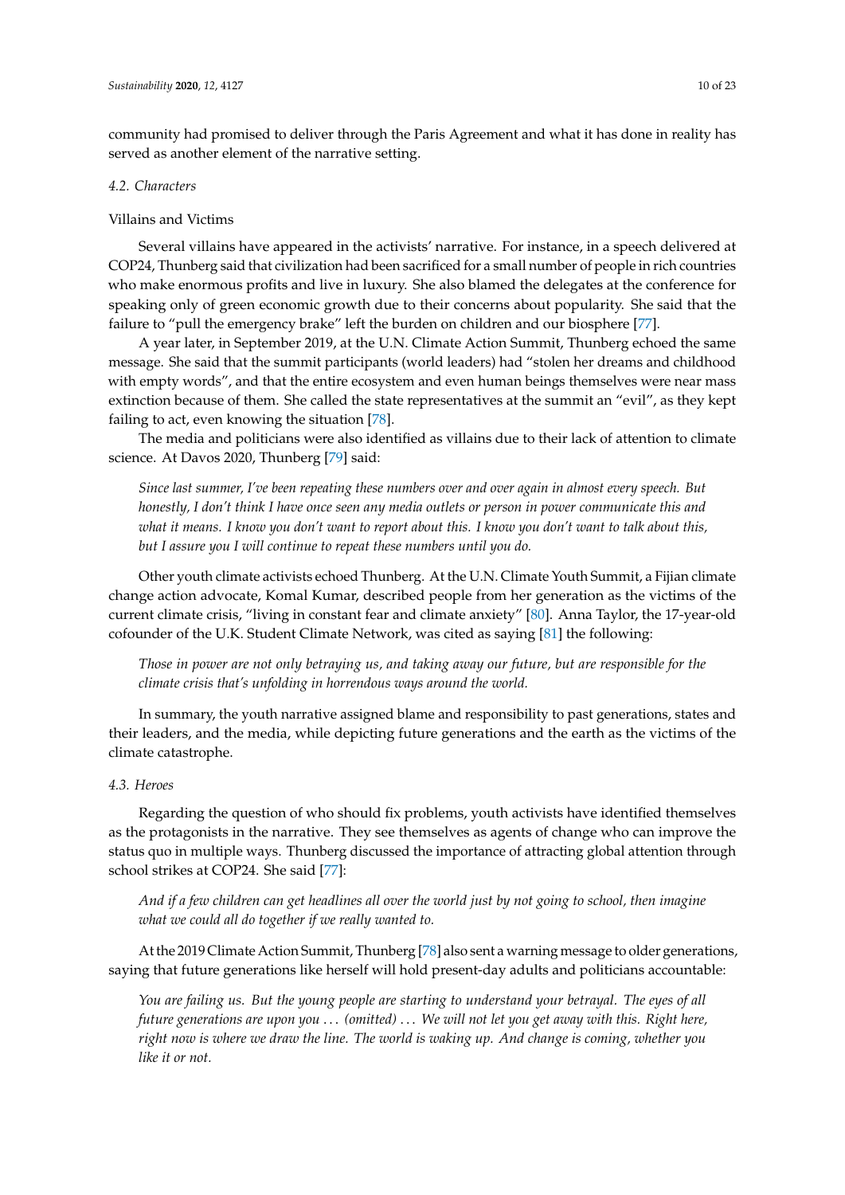community had promised to deliver through the Paris Agreement and what it has done in reality has served as another element of the narrative setting.

### 4.2. Characters

Villains and Victims

Several villains have appeared in the activists' narrative. For instance, in a speech delivered at COP24, Thunberg said that civilization had been sacrificed for a small number of people in rich countries who make enormous profits and live in luxury. She also blamed the delegates at the conference for speaking only of green economic growth due to their concerns about popularity. She said that the failure to "pull the emergency brake" left the burden on children and our biosphere [77].

A year later, in September 2019, at the U.N. Climate Action Summit, Thunberg echoed the same message. She said that the summit participants (world leaders) had "stolen her dreams and childhood with empty words", and that the entire ecosystem and even human beings themselves were near mass extinction because of them. She called the state representatives at the summit an "evil", as they kept failing to act, even knowing the situation [78].

The media and politicians were also identified as villains due to their lack of attention to climate science. At Davos 2020, Thunberg [79] said:

> *Since last summer, I've been repeating these numbers over and over again in almost every speech. But honestly, I don't think I have once seen any media outlets or person in power communicate this and what it means. I know you don't want to report about this. I know you don't want to talk about this, but I assure you I will continue to repeat these numbers until you do.*

Other youth climate activists echoed Thunberg. At the U.N. Climate Youth Summit, a Fijian climate change action advocate, Komal Kumar, described people from her generation as the victims of the current climate crisis, "living in constant fear and climate anxiety" [80]. Anna Taylor, the 17-year-old cofounder of the U.K. Student Climate Network, was cited as saying [81] the following:

> *Those in power are not only betraying us, and taking away our future, but are responsible for the climate crisis that's unfolding in horrendous ways around the world.*

In summary, the youth narrative assigned blame and responsibility to past generations, states and their leaders, and the media, while depicting future generations and the earth as the victims of the climate catastrophe.

### 4.3. Heroes

Regarding the question of who should fix problems, youth activists have identified themselves as the protagonists in the narrative. They see themselves as agents of change who can improve the status quo in multiple ways. Thunberg discussed the importance of attracting global attention through school strikes at COP24. She said [77]:

> *And if a few children can get headlines all over the world just by not going to school, then imagine what we could all do together if we really wanted to.*

At the 2019 Climate Action Summit, Thunberg [78] also sent a warning message to older generations, saying that future generations like herself will hold present-day adults and politicians accountable:

> *You are failing us. But the young people are starting to understand your betrayal. The eyes of all future generations are upon you ... (omitted) ... We will not let you get away with this. Right here, right now is where we draw the line. The world is waking up. And change is coming, whether you like it or not.*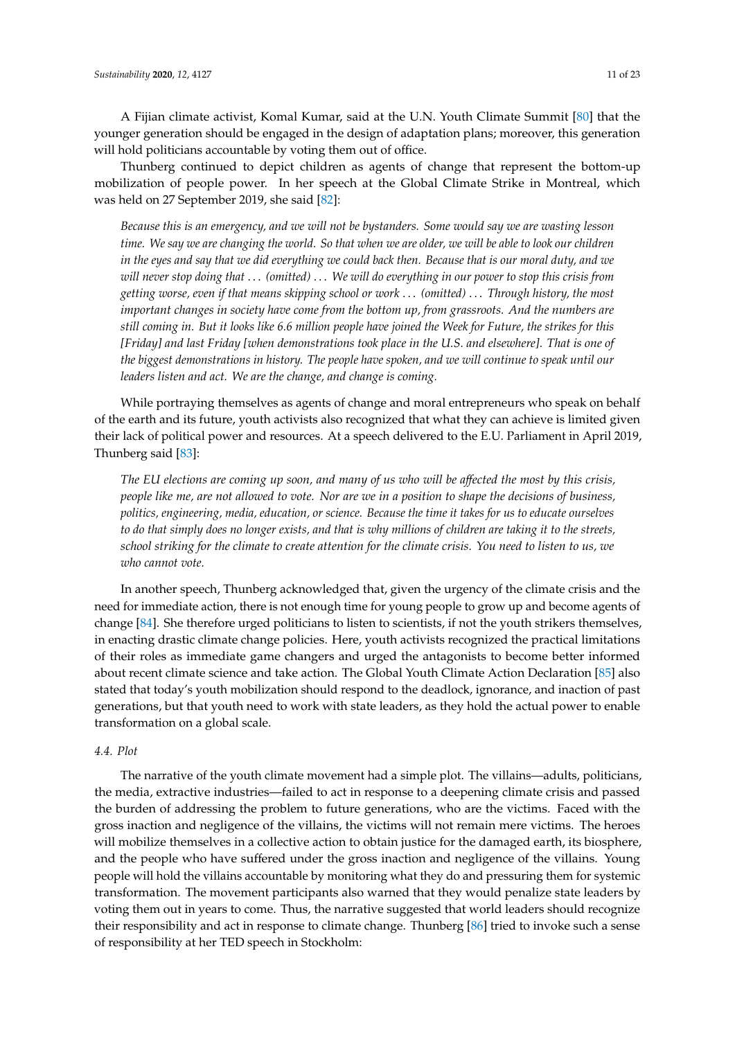A Fijian climate activist, Komal Kumar, said at the U.N. Youth Climate Summit [80] that the younger generation should be engaged in the design of adaptation plans; moreover, this generation will hold politicians accountable by voting them out of office.

Thunberg continued to depict children as agents of change that represent the bottom-up mobilization of people power. In her speech at the Global Climate Strike in Montreal, which was held on 27 September 2019, she said [82]:

> *Because this is an emergency, and we will not be bystanders. Some would say we are wasting lesson time. We say we are changing the world. So that when we are older, we will be able to look our children in the eyes and say that we did everything we could back then. Because that is our moral duty, and we will never stop doing that ... (omitted) ... We will do everything in our power to stop this crisis from getting worse, even if that means skipping school or work ... (omitted) ... Through history, the most important changes in society have come from the bottom up, from grassroots. And the numbers are still coming in. But it looks like 6.6 million people have joined the Week for Future, the strikes for this [Friday] and last Friday [when demonstrations took place in the U.S. and elsewhere]. That is one of the biggest demonstrations in history. The people have spoken, and we will continue to speak until our leaders listen and act. We are the change, and change is coming.*

While portraying themselves as agents of change and moral entrepreneurs who speak on behalf of the earth and its future, youth activists also recognized that what they can achieve is limited given their lack of political power and resources. At a speech delivered to the E.U. Parliament in April 2019, Thunberg said [83]:

> *The EU elections are coming up soon, and many of us who will be affected the most by this crisis, people like me, are not allowed to vote. Nor are we in a position to shape the decisions of business, politics, engineering, media, education, or science. Because the time it takes for us to educate ourselves to do that simply does no longer exists, and that is why millions of children are taking it to the streets, school striking for the climate to create attention for the climate crisis. You need to listen to us, we who cannot vote.*

In another speech, Thunberg acknowledged that, given the urgency of the climate crisis and the need for immediate action, there is not enough time for young people to grow up and become agents of change [84]. She therefore urged politicians to listen to scientists, if not the youth strikers themselves, in enacting drastic climate change policies. Here, youth activists recognized the practical limitations of their roles as immediate game changers and urged the antagonists to become better informed about recent climate science and take action. The Global Youth Climate Action Declaration [85] also stated that today's youth mobilization should respond to the deadlock, ignorance, and inaction of past generations, but that youth need to work with state leaders, as they hold the actual power to enable transformation on a global scale.

### 4.4. Plot

The narrative of the youth climate movement had a simple plot. The villains—adults, politicians, the media, extractive industries—failed to act in response to a deepening climate crisis and passed the burden of addressing the problem to future generations, who are the victims. Faced with the gross inaction and negligence of the villains, the victims will not remain mere victims. The heroes will mobilize themselves in a collective action to obtain justice for the damaged earth, its biosphere, and the people who have suffered under the gross inaction and negligence of the villains. Young people will hold the villains accountable by monitoring what they do and pressuring them for systemic transformation. The movement participants also warned that they would penalize state leaders by voting them out in years to come. Thus, the narrative suggested that world leaders should recognize their responsibility and act in response to climate change. Thunberg [86] tried to invoke such a sense of responsibility at her TED speech in Stockholm: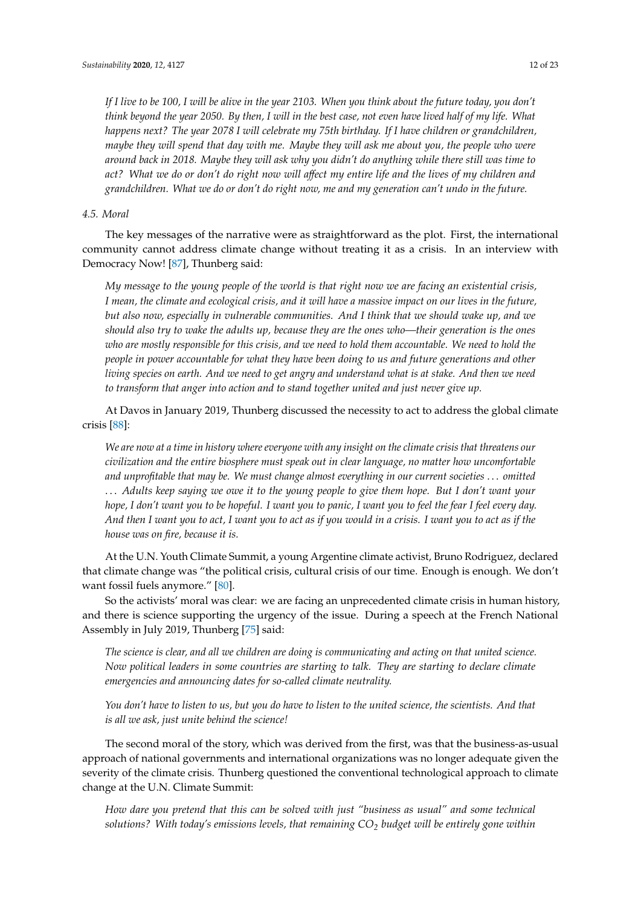*If I live to be 100, I will be alive in the year 2103. When you think about the future today, you don't think beyond the year 2050. By then, I will in the best case, not even have lived half of my life. What happens next? The year 2078 I will celebrate my 75th birthday. If I have children or grandchildren, maybe they will spend that day with me. Maybe they will ask me about you, the people who were around back in 2018. Maybe they will ask why you didn't do anything while there still was time to act? What we do or don't do right now will affect my entire life and the lives of my children and grandchildren. What we do or don't do right now, me and my generation can't undo in the future.*

### 4.5. Moral

The key messages of the narrative were as straightforward as the plot. First, the international community cannot address climate change without treating it as a crisis. In an interview with Democracy Now! [87], Thunberg said:

*My message to the young people of the world is that right now we are facing an existential crisis, I mean, the climate and ecological crisis, and it will have a massive impact on our lives in the future, but also now, especially in vulnerable communities. And I think that we should wake up, and we should also try to wake the adults up, because they are the ones who—their generation is the ones who are mostly responsible for this crisis, and we need to hold them accountable. We need to hold the people in power accountable for what they have been doing to us and future generations and other living species on earth. And we need to get angry and understand what is at stake. And then we need to transform that anger into action and to stand together united and just never give up.*

At Davos in January 2019, Thunberg discussed the necessity to act to address the global climate crisis [88]:

*We are now at a time in history where everyone with any insight on the climate crisis that threatens our civilization and the entire biosphere must speak out in clear language, no matter how uncomfortable and unprofitable that may be. We must change almost everything in our current societies ... omitted ... Adults keep saying we owe it to the young people to give them hope. But I don't want your hope, I don't want you to be hopeful. I want you to panic, I want you to feel the fear I feel every day. And then I want you to act, I want you to act as if you would in a crisis. I want you to act as if the house was on fire, because it is.*

At the U.N. Youth Climate Summit, a young Argentine climate activist, Bruno Rodriguez, declared that climate change was "the political crisis, cultural crisis of our time. Enough is enough. We don't want fossil fuels anymore." [80].

So the activists' moral was clear: we are facing an unprecedented climate crisis in human history, and there is science supporting the urgency of the issue. During a speech at the French National Assembly in July 2019, Thunberg [75] said:

*The science is clear, and all we children are doing is communicating and acting on that united science. Now political leaders in some countries are starting to talk. They are starting to declare climate emergencies and announcing dates for so-called climate neutrality.*

*You don't have to listen to us, but you do have to listen to the united science, the scientists. And that is all we ask, just unite behind the science!*

The second moral of the story, which was derived from the first, was that the business-as-usual approach of national governments and international organizations was no longer adequate given the severity of the climate crisis. Thunberg questioned the conventional technological approach to climate change at the U.N. Climate Summit:

*How dare you pretend that this can be solved with just "business as usual" and some technical solutions? With today's emissions levels, that remaining $CO_2$ budget will be entirely gone within*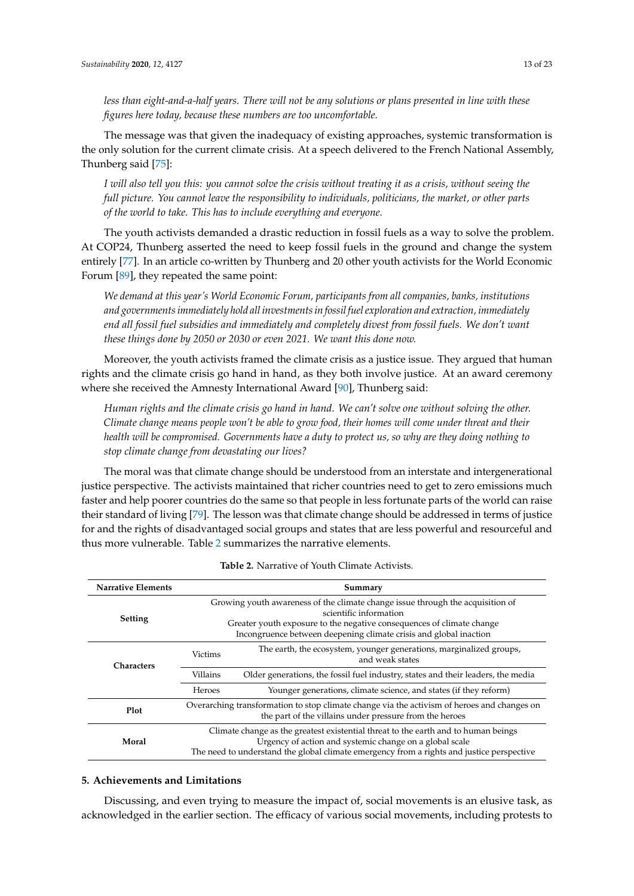*less than eight-and-a-half years. There will not be any solutions or plans presented in line with these figures here today, because these numbers are too uncomfortable.*

The message was that given the inadequacy of existing approaches, systemic transformation is the only solution for the current climate crisis. At a speech delivered to the French National Assembly, Thunberg said [75]:

*I will also tell you this: you cannot solve the crisis without treating it as a crisis, without seeing the full picture. You cannot leave the responsibility to individuals, politicians, the market, or other parts of the world to take. This has to include everything and everyone.*

The youth activists demanded a drastic reduction in fossil fuels as a way to solve the problem. At COP24, Thunberg asserted the need to keep fossil fuels in the ground and change the system entirely [77]. In an article co-written by Thunberg and 20 other youth activists for the World Economic Forum [89], they repeated the same point:

*We demand at this year's World Economic Forum, participants from all companies, banks, institutions and governments immediately hold all investments in fossil fuel exploration and extraction, immediately end all fossil fuel subsidies and immediately and completely divest from fossil fuels. We don't want these things done by 2050 or 2030 or even 2021. We want this done now.*

Moreover, the youth activists framed the climate crisis as a justice issue. They argued that human rights and the climate crisis go hand in hand, as they both involve justice. At an award ceremony where she received the Amnesty International Award [90], Thunberg said:

*Human rights and the climate crisis go hand in hand. We can't solve one without solving the other. Climate change means people won't be able to grow food, their homes will come under threat and their health will be compromised. Governments have a duty to protect us, so why are they doing nothing to stop climate change from devastating our lives?*

The moral was that climate change should be understood from an interstate and intergenerational justice perspective. The activists maintained that richer countries need to get to zero emissions much faster and help poorer countries do the same so that people in less fortunate parts of the world can raise their standard of living [79]. The lesson was that climate change should be addressed in terms of justice for and the rights of disadvantaged social groups and states that are less powerful and resourceful and thus more vulnerable. Table 2 summarizes the narrative elements.

**Table 2.** Narrative of Youth Climate Activists.

| Narrative Elements | Summary | |
|---|---|---|
| **Setting** | Growing youth awareness of the climate change issue through the acquisition of scientific information<br>Greater youth exposure to the negative consequences of climate change<br>Incongruence between deepening climate crisis and global inaction | |
| **Characters** | Victims | The earth, the ecosystem, younger generations, marginalized groups, and weak states |
| | Villains | Older generations, the fossil fuel industry, states and their leaders, the media |
| | Heroes | Younger generations, climate science, and states (if they reform) |
| **Plot** | Overarching transformation to stop climate change via the activism of heroes and changes on the part of the villains under pressure from the heroes | |
| **Moral** | Climate change as the greatest existential threat to the earth and to human beings<br>Urgency of action and systemic change on a global scale<br>The need to understand the global climate emergency from a rights and justice perspective | |

## 5. Achievements and Limitations

Discussing, and even trying to measure the impact of, social movements is an elusive task, as acknowledged in the earlier section. The efficacy of various social movements, including protests to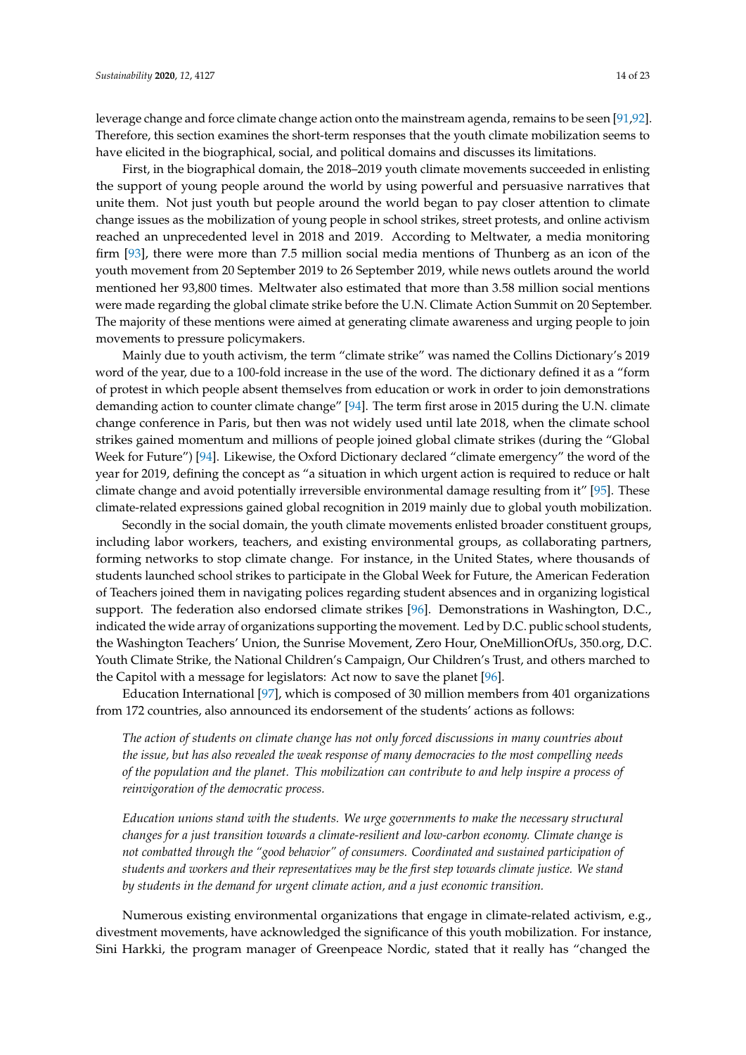leverage change and force climate change action onto the mainstream agenda, remains to be seen [91,92]. Therefore, this section examines the short-term responses that the youth climate mobilization seems to have elicited in the biographical, social, and political domains and discusses its limitations.

First, in the biographical domain, the 2018–2019 youth climate movements succeeded in enlisting the support of young people around the world by using powerful and persuasive narratives that unite them. Not just youth but people around the world began to pay closer attention to climate change issues as the mobilization of young people in school strikes, street protests, and online activism reached an unprecedented level in 2018 and 2019. According to Meltwater, a media monitoring firm [93], there were more than 7.5 million social media mentions of Thunberg as an icon of the youth movement from 20 September 2019 to 26 September 2019, while news outlets around the world mentioned her 93,800 times. Meltwater also estimated that more than 3.58 million social mentions were made regarding the global climate strike before the U.N. Climate Action Summit on 20 September. The majority of these mentions were aimed at generating climate awareness and urging people to join movements to pressure policymakers.

Mainly due to youth activism, the term "climate strike" was named the Collins Dictionary's 2019 word of the year, due to a 100-fold increase in the use of the word. The dictionary defined it as a "form of protest in which people absent themselves from education or work in order to join demonstrations demanding action to counter climate change" [94]. The term first arose in 2015 during the U.N. climate change conference in Paris, but then was not widely used until late 2018, when the climate school strikes gained momentum and millions of people joined global climate strikes (during the "Global Week for Future") [94]. Likewise, the Oxford Dictionary declared "climate emergency" the word of the year for 2019, defining the concept as "a situation in which urgent action is required to reduce or halt climate change and avoid potentially irreversible environmental damage resulting from it" [95]. These climate-related expressions gained global recognition in 2019 mainly due to global youth mobilization.

Secondly in the social domain, the youth climate movements enlisted broader constituent groups, including labor workers, teachers, and existing environmental groups, as collaborating partners, forming networks to stop climate change. For instance, in the United States, where thousands of students launched school strikes to participate in the Global Week for Future, the American Federation of Teachers joined them in navigating polices regarding student absences and in organizing logistical support. The federation also endorsed climate strikes [96]. Demonstrations in Washington, D.C., indicated the wide array of organizations supporting the movement. Led by D.C. public school students, the Washington Teachers' Union, the Sunrise Movement, Zero Hour, OneMillionOfUs, 350.org, D.C. Youth Climate Strike, the National Children's Campaign, Our Children's Trust, and others marched to the Capitol with a message for legislators: Act now to save the planet [96].

Education International [97], which is composed of 30 million members from 401 organizations from 172 countries, also announced its endorsement of the students' actions as follows:

> *The action of students on climate change has not only forced discussions in many countries about the issue, but has also revealed the weak response of many democracies to the most compelling needs of the population and the planet. This mobilization can contribute to and help inspire a process of reinvigoration of the democratic process.*
>
> *Education unions stand with the students. We urge governments to make the necessary structural changes for a just transition towards a climate-resilient and low-carbon economy. Climate change is not combatted through the "good behavior" of consumers. Coordinated and sustained participation of students and workers and their representatives may be the first step towards climate justice. We stand by students in the demand for urgent climate action, and a just economic transition.*

Numerous existing environmental organizations that engage in climate-related activism, e.g., divestment movements, have acknowledged the significance of this youth mobilization. For instance, Sini Harkki, the program manager of Greenpeace Nordic, stated that it really has "changed the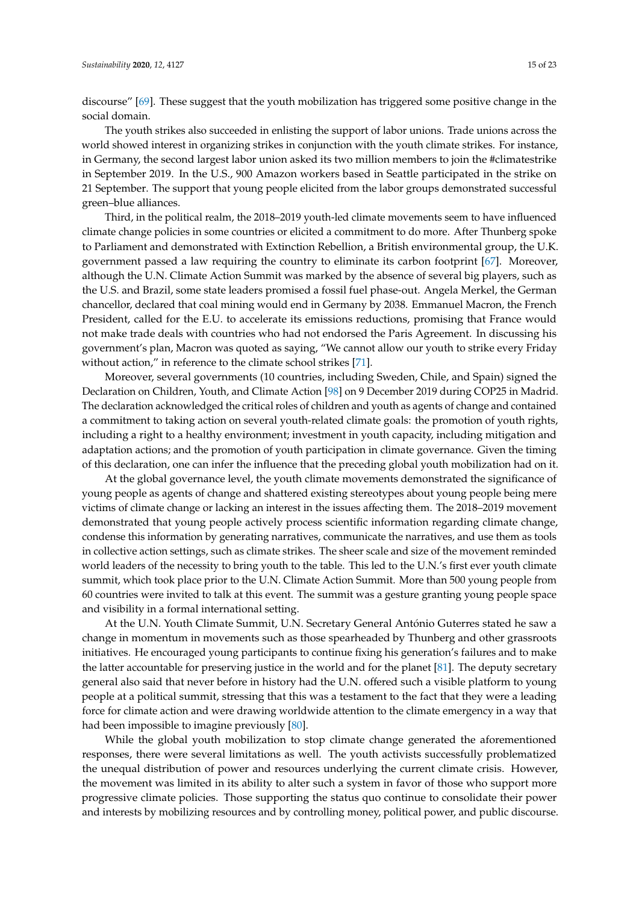discourse" [69]. These suggest that the youth mobilization has triggered some positive change in the social domain.

The youth strikes also succeeded in enlisting the support of labor unions. Trade unions across the world showed interest in organizing strikes in conjunction with the youth climate strikes. For instance, in Germany, the second largest labor union asked its two million members to join the #climatestrike in September 2019. In the U.S., 900 Amazon workers based in Seattle participated in the strike on 21 September. The support that young people elicited from the labor groups demonstrated successful green–blue alliances.

Third, in the political realm, the 2018–2019 youth-led climate movements seem to have influenced climate change policies in some countries or elicited a commitment to do more. After Thunberg spoke to Parliament and demonstrated with Extinction Rebellion, a British environmental group, the U.K. government passed a law requiring the country to eliminate its carbon footprint [67]. Moreover, although the U.N. Climate Action Summit was marked by the absence of several big players, such as the U.S. and Brazil, some state leaders promised a fossil fuel phase-out. Angela Merkel, the German chancellor, declared that coal mining would end in Germany by 2038. Emmanuel Macron, the French President, called for the E.U. to accelerate its emissions reductions, promising that France would not make trade deals with countries who had not endorsed the Paris Agreement. In discussing his government's plan, Macron was quoted as saying, "We cannot allow our youth to strike every Friday without action," in reference to the climate school strikes [71].

Moreover, several governments (10 countries, including Sweden, Chile, and Spain) signed the Declaration on Children, Youth, and Climate Action [98] on 9 December 2019 during COP25 in Madrid. The declaration acknowledged the critical roles of children and youth as agents of change and contained a commitment to taking action on several youth-related climate goals: the promotion of youth rights, including a right to a healthy environment; investment in youth capacity, including mitigation and adaptation actions; and the promotion of youth participation in climate governance. Given the timing of this declaration, one can infer the influence that the preceding global youth mobilization had on it.

At the global governance level, the youth climate movements demonstrated the significance of young people as agents of change and shattered existing stereotypes about young people being mere victims of climate change or lacking an interest in the issues affecting them. The 2018–2019 movement demonstrated that young people actively process scientific information regarding climate change, condense this information by generating narratives, communicate the narratives, and use them as tools in collective action settings, such as climate strikes. The sheer scale and size of the movement reminded world leaders of the necessity to bring youth to the table. This led to the U.N.'s first ever youth climate summit, which took place prior to the U.N. Climate Action Summit. More than 500 young people from 60 countries were invited to talk at this event. The summit was a gesture granting young people space and visibility in a formal international setting.

At the U.N. Youth Climate Summit, U.N. Secretary General António Guterres stated he saw a change in momentum in movements such as those spearheaded by Thunberg and other grassroots initiatives. He encouraged young participants to continue fixing his generation's failures and to make the latter accountable for preserving justice in the world and for the planet [81]. The deputy secretary general also said that never before in history had the U.N. offered such a visible platform to young people at a political summit, stressing that this was a testament to the fact that they were a leading force for climate action and were drawing worldwide attention to the climate emergency in a way that had been impossible to imagine previously [80].

While the global youth mobilization to stop climate change generated the aforementioned responses, there were several limitations as well. The youth activists successfully problematized the unequal distribution of power and resources underlying the current climate crisis. However, the movement was limited in its ability to alter such a system in favor of those who support more progressive climate policies. Those supporting the status quo continue to consolidate their power and interests by mobilizing resources and by controlling money, political power, and public discourse.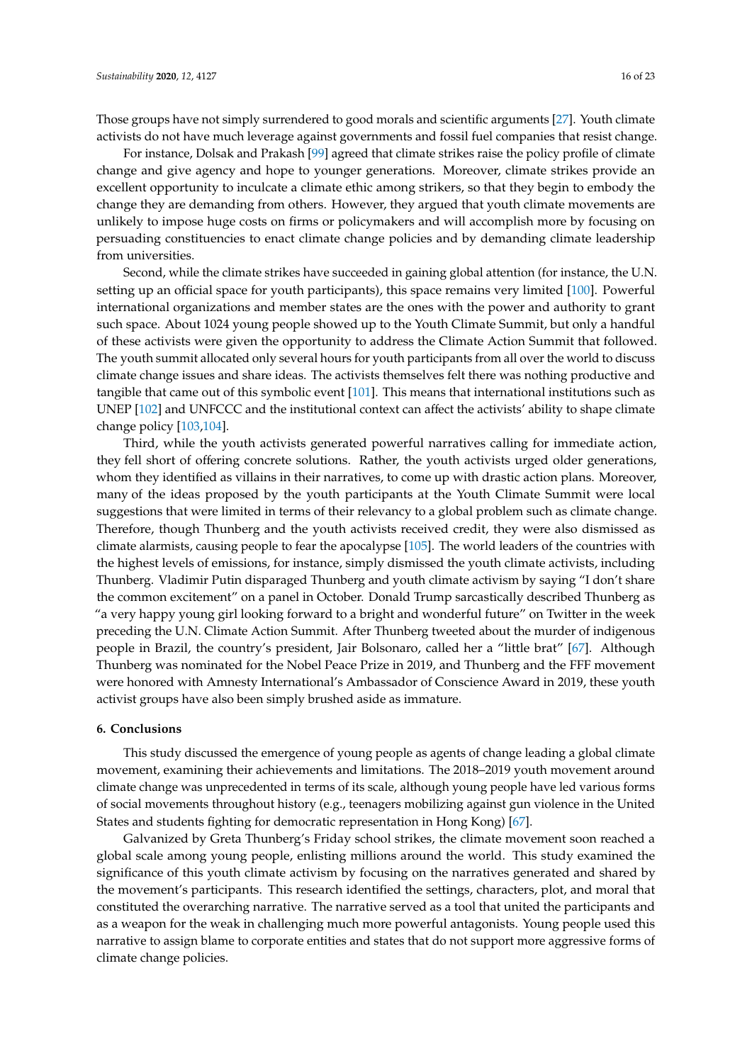Those groups have not simply surrendered to good morals and scientific arguments [27]. Youth climate activists do not have much leverage against governments and fossil fuel companies that resist change.

For instance, Dolsak and Prakash [99] agreed that climate strikes raise the policy profile of climate change and give agency and hope to younger generations. Moreover, climate strikes provide an excellent opportunity to inculcate a climate ethic among strikers, so that they begin to embody the change they are demanding from others. However, they argued that youth climate movements are unlikely to impose huge costs on firms or policymakers and will accomplish more by focusing on persuading constituencies to enact climate change policies and by demanding climate leadership from universities.

Second, while the climate strikes have succeeded in gaining global attention (for instance, the U.N. setting up an official space for youth participants), this space remains very limited [100]. Powerful international organizations and member states are the ones with the power and authority to grant such space. About 1024 young people showed up to the Youth Climate Summit, but only a handful of these activists were given the opportunity to address the Climate Action Summit that followed. The youth summit allocated only several hours for youth participants from all over the world to discuss climate change issues and share ideas. The activists themselves felt there was nothing productive and tangible that came out of this symbolic event [101]. This means that international institutions such as UNEP [102] and UNFCCC and the institutional context can affect the activists' ability to shape climate change policy [103,104].

Third, while the youth activists generated powerful narratives calling for immediate action, they fell short of offering concrete solutions. Rather, the youth activists urged older generations, whom they identified as villains in their narratives, to come up with drastic action plans. Moreover, many of the ideas proposed by the youth participants at the Youth Climate Summit were local suggestions that were limited in terms of their relevancy to a global problem such as climate change. Therefore, though Thunberg and the youth activists received credit, they were also dismissed as climate alarmists, causing people to fear the apocalypse [105]. The world leaders of the countries with the highest levels of emissions, for instance, simply dismissed the youth climate activists, including Thunberg. Vladimir Putin disparaged Thunberg and youth climate activism by saying "I don't share the common excitement" on a panel in October. Donald Trump sarcastically described Thunberg as "a very happy young girl looking forward to a bright and wonderful future" on Twitter in the week preceding the U.N. Climate Action Summit. After Thunberg tweeted about the murder of indigenous people in Brazil, the country's president, Jair Bolsonaro, called her a "little brat" [67]. Although Thunberg was nominated for the Nobel Peace Prize in 2019, and Thunberg and the FFF movement were honored with Amnesty International's Ambassador of Conscience Award in 2019, these youth activist groups have also been simply brushed aside as immature.

## 6. Conclusions

This study discussed the emergence of young people as agents of change leading a global climate movement, examining their achievements and limitations. The 2018–2019 youth movement around climate change was unprecedented in terms of its scale, although young people have led various forms of social movements throughout history (e.g., teenagers mobilizing against gun violence in the United States and students fighting for democratic representation in Hong Kong) [67].

Galvanized by Greta Thunberg's Friday school strikes, the climate movement soon reached a global scale among young people, enlisting millions around the world. This study examined the significance of this youth climate activism by focusing on the narratives generated and shared by the movement's participants. This research identified the settings, characters, plot, and moral that constituted the overarching narrative. The narrative served as a tool that united the participants and as a weapon for the weak in challenging much more powerful antagonists. Young people used this narrative to assign blame to corporate entities and states that do not support more aggressive forms of climate change policies.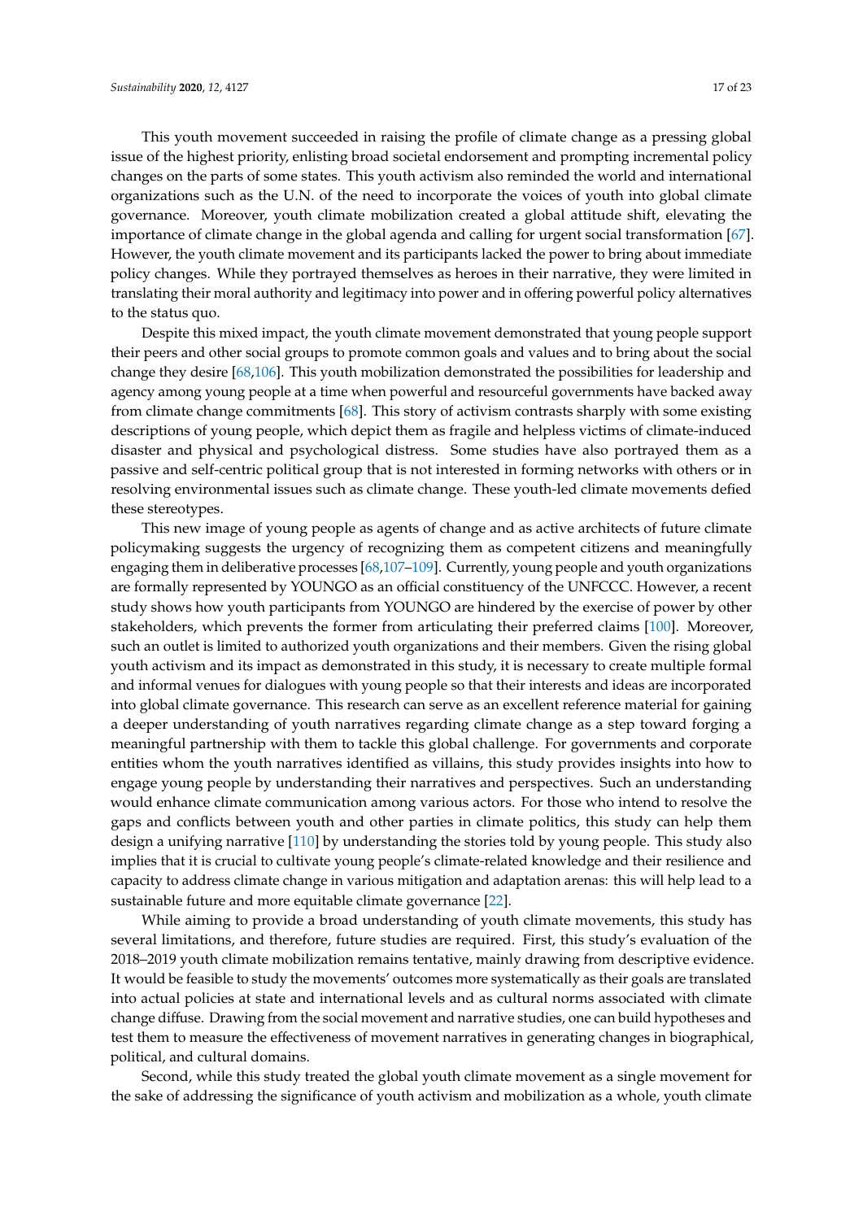This youth movement succeeded in raising the profile of climate change as a pressing global issue of the highest priority, enlisting broad societal endorsement and prompting incremental policy changes on the parts of some states. This youth activism also reminded the world and international organizations such as the U.N. of the need to incorporate the voices of youth into global climate governance. Moreover, youth climate mobilization created a global attitude shift, elevating the importance of climate change in the global agenda and calling for urgent social transformation [67]. However, the youth climate movement and its participants lacked the power to bring about immediate policy changes. While they portrayed themselves as heroes in their narrative, they were limited in translating their moral authority and legitimacy into power and in offering powerful policy alternatives to the status quo.

Despite this mixed impact, the youth climate movement demonstrated that young people support their peers and other social groups to promote common goals and values and to bring about the social change they desire [68,106]. This youth mobilization demonstrated the possibilities for leadership and agency among young people at a time when powerful and resourceful governments have backed away from climate change commitments [68]. This story of activism contrasts sharply with some existing descriptions of young people, which depict them as fragile and helpless victims of climate-induced disaster and physical and psychological distress. Some studies have also portrayed them as a passive and self-centric political group that is not interested in forming networks with others or in resolving environmental issues such as climate change. These youth-led climate movements defied these stereotypes.

This new image of young people as agents of change and as active architects of future climate policymaking suggests the urgency of recognizing them as competent citizens and meaningfully engaging them in deliberative processes [68,107–109]. Currently, young people and youth organizations are formally represented by YOUNGO as an official constituency of the UNFCCC. However, a recent study shows how youth participants from YOUNGO are hindered by the exercise of power by other stakeholders, which prevents the former from articulating their preferred claims [100]. Moreover, such an outlet is limited to authorized youth organizations and their members. Given the rising global youth activism and its impact as demonstrated in this study, it is necessary to create multiple formal and informal venues for dialogues with young people so that their interests and ideas are incorporated into global climate governance. This research can serve as an excellent reference material for gaining a deeper understanding of youth narratives regarding climate change as a step toward forging a meaningful partnership with them to tackle this global challenge. For governments and corporate entities whom the youth narratives identified as villains, this study provides insights into how to engage young people by understanding their narratives and perspectives. Such an understanding would enhance climate communication among various actors. For those who intend to resolve the gaps and conflicts between youth and other parties in climate politics, this study can help them design a unifying narrative [110] by understanding the stories told by young people. This study also implies that it is crucial to cultivate young people's climate-related knowledge and their resilience and capacity to address climate change in various mitigation and adaptation arenas: this will help lead to a sustainable future and more equitable climate governance [22].

While aiming to provide a broad understanding of youth climate movements, this study has several limitations, and therefore, future studies are required. First, this study's evaluation of the 2018–2019 youth climate mobilization remains tentative, mainly drawing from descriptive evidence. It would be feasible to study the movements' outcomes more systematically as their goals are translated into actual policies at state and international levels and as cultural norms associated with climate change diffuse. Drawing from the social movement and narrative studies, one can build hypotheses and test them to measure the effectiveness of movement narratives in generating changes in biographical, political, and cultural domains.

Second, while this study treated the global youth climate movement as a single movement for the sake of addressing the significance of youth activism and mobilization as a whole, youth climate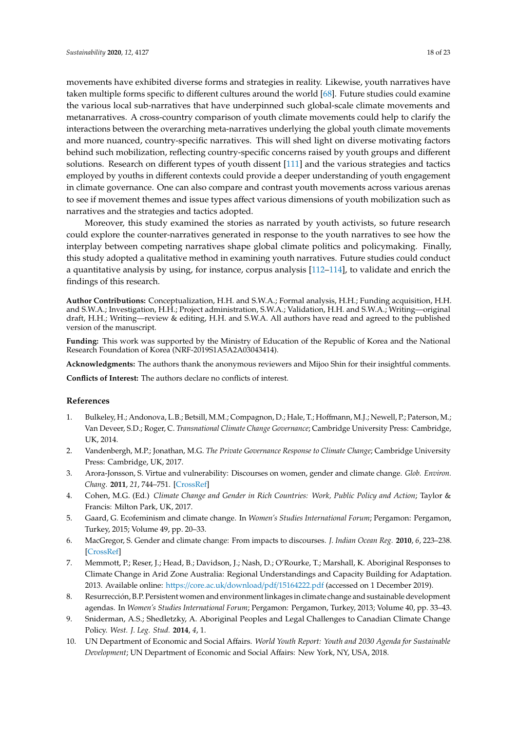movements have exhibited diverse forms and strategies in reality. Likewise, youth narratives have taken multiple forms specific to different cultures around the world [68]. Future studies could examine the various local sub-narratives that have underpinned such global-scale climate movements and metanarratives. A cross-country comparison of youth climate movements could help to clarify the interactions between the overarching meta-narratives underlying the global youth climate movements and more nuanced, country-specific narratives. This will shed light on diverse motivating factors behind such mobilization, reflecting country-specific concerns raised by youth groups and different solutions. Research on different types of youth dissent [111] and the various strategies and tactics employed by youths in different contexts could provide a deeper understanding of youth engagement in climate governance. One can also compare and contrast youth movements across various arenas to see if movement themes and issue types affect various dimensions of youth mobilization such as narratives and the strategies and tactics adopted.

Moreover, this study examined the stories as narrated by youth activists, so future research could explore the counter-narratives generated in response to the youth narratives to see how the interplay between competing narratives shape global climate politics and policymaking. Finally, this study adopted a qualitative method in examining youth narratives. Future studies could conduct a quantitative analysis by using, for instance, corpus analysis [112–114], to validate and enrich the findings of this research.

**Author Contributions:** Conceptualization, H.H. and S.W.A.; Formal analysis, H.H.; Funding acquisition, H.H. and S.W.A.; Investigation, H.H.; Project administration, S.W.A.; Validation, H.H. and S.W.A.; Writing—original draft, H.H.; Writing—review & editing, H.H. and S.W.A. All authors have read and agreed to the published version of the manuscript.

**Funding:** This work was supported by the Ministry of Education of the Republic of Korea and the National Research Foundation of Korea (NRF-2019S1A5A2A03043414).

**Acknowledgments:** The authors thank the anonymous reviewers and Mijoo Shin for their insightful comments.

**Conflicts of Interest:** The authors declare no conflicts of interest.

## References

1. Bulkeley, H.; Andonova, L.B.; Betsill, M.M.; Compagnon, D.; Hale, T.; Hoffmann, M.J.; Newell, P.; Paterson, M.; Van Deveer, S.D.; Roger, C. *Transnational Climate Change Governance*; Cambridge University Press: Cambridge, UK, 2014.
2. Vandenbergh, M.P.; Jonathan, M.G. *The Private Governance Response to Climate Change*; Cambridge University Press: Cambridge, UK, 2017.
3. Arora-Jonsson, S. Virtue and vulnerability: Discourses on women, gender and climate change. *Glob. Environ. Chang.* **2011**, *21*, 744–751. [CrossRef]
4. Cohen, M.G. (Ed.) *Climate Change and Gender in Rich Countries: Work, Public Policy and Action*; Taylor & Francis: Milton Park, UK, 2017.
5. Gaard, G. Ecofeminism and climate change. In *Women's Studies International Forum*; Pergamon: Pergamon, Turkey, 2015; Volume 49, pp. 20–33.
6. MacGregor, S. Gender and climate change: From impacts to discourses. *J. Indian Ocean Reg.* **2010**, *6*, 223–238. [CrossRef]
7. Memmott, P.; Reser, J.; Head, B.; Davidson, J.; Nash, D.; O'Rourke, T.; Marshall, K. Aboriginal Responses to Climate Change in Arid Zone Australia: Regional Understandings and Capacity Building for Adaptation. 2013. Available online: https://core.ac.uk/download/pdf/15164222.pdf (accessed on 1 December 2019).
8. Resurrección, B.P. Persistent women and environment linkages in climate change and sustainable development agendas. In *Women's Studies International Forum*; Pergamon: Pergamon, Turkey, 2013; Volume 40, pp. 33–43.
9. Sniderman, A.S.; Shedletzky, A. Aboriginal Peoples and Legal Challenges to Canadian Climate Change Policy. *West. J. Leg. Stud.* **2014**, *4*, 1.
10. UN Department of Economic and Social Affairs. *World Youth Report: Youth and 2030 Agenda for Sustainable Development*; UN Department of Economic and Social Affairs: New York, NY, USA, 2018.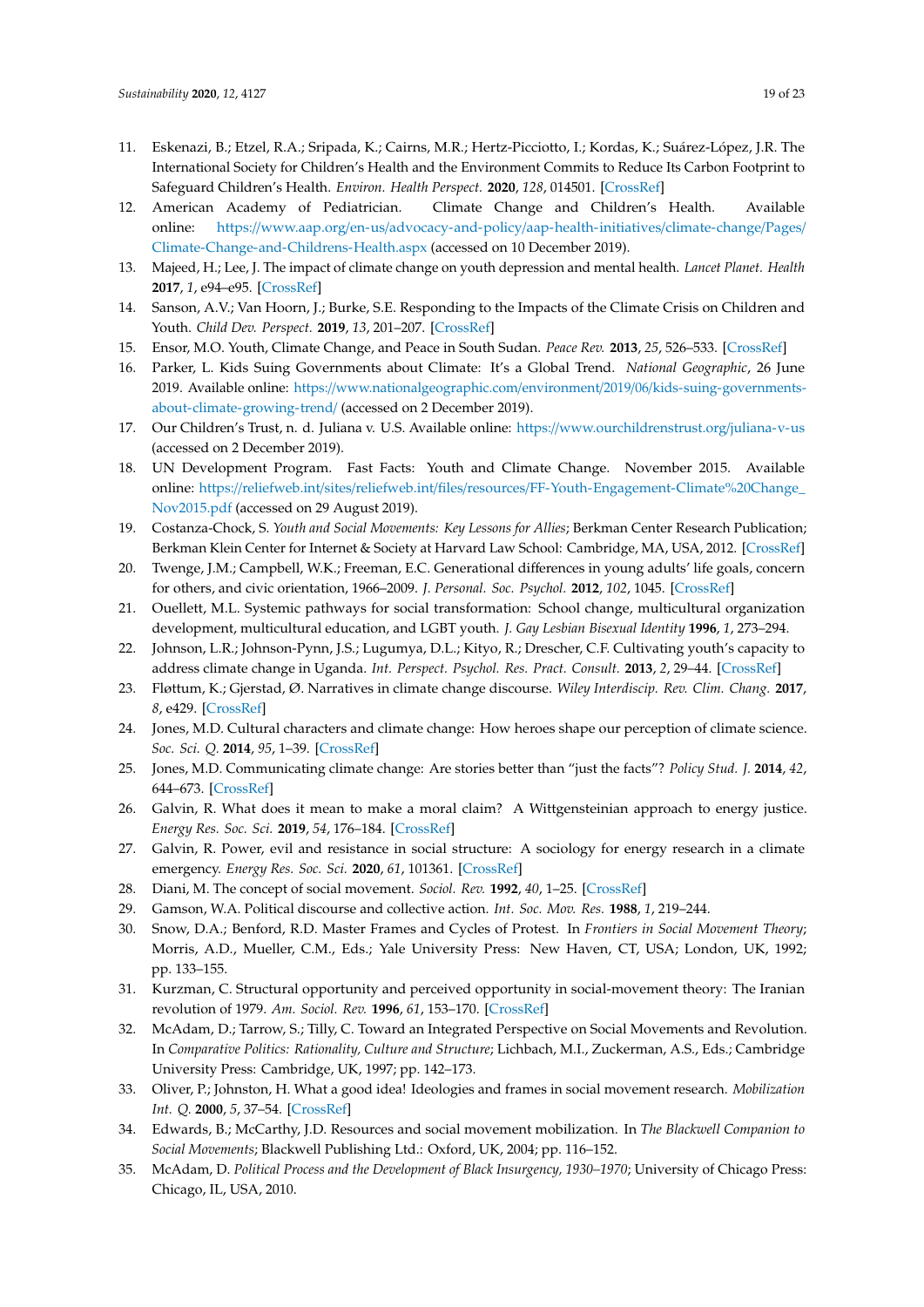11. Eskenazi, B.; Etzel, R.A.; Sripada, K.; Cairns, M.R.; Hertz-Picciotto, I.; Kordas, K.; Suárez-López, J.R. The International Society for Children's Health and the Environment Commits to Reduce Its Carbon Footprint to Safeguard Children's Health. *Environ. Health Perspect.* **2020**, *128*, 014501. [CrossRef]
12. American Academy of Pediatrician. Climate Change and Children's Health. Available online: https://www.aap.org/en-us/advocacy-and-policy/aap-health-initiatives/climate-change/Pages/Climate-Change-and-Childrens-Health.aspx (accessed on 10 December 2019).
13. Majeed, H.; Lee, J. The impact of climate change on youth depression and mental health. *Lancet Planet. Health* **2017**, *1*, e94–e95. [CrossRef]
14. Sanson, A.V.; Van Hoorn, J.; Burke, S.E. Responding to the Impacts of the Climate Crisis on Children and Youth. *Child Dev. Perspect.* **2019**, *13*, 201–207. [CrossRef]
15. Ensor, M.O. Youth, Climate Change, and Peace in South Sudan. *Peace Rev.* **2013**, *25*, 526–533. [CrossRef]
16. Parker, L. Kids Suing Governments about Climate: It's a Global Trend. *National Geographic*, 26 June 2019. Available online: https://www.nationalgeographic.com/environment/2019/06/kids-suing-governments-about-climate-growing-trend/ (accessed on 2 December 2019).
17. Our Children's Trust, n. d. Juliana v. U.S. Available online: https://www.ourchildrenstrust.org/juliana-v-us (accessed on 2 December 2019).
18. UN Development Program. Fast Facts: Youth and Climate Change. November 2015. Available online: https://reliefweb.int/sites/reliefweb.int/files/resources/FF-Youth-Engagement-Climate%20Change_Nov2015.pdf (accessed on 29 August 2019).
19. Costanza-Chock, S. *Youth and Social Movements: Key Lessons for Allies*; Berkman Center Research Publication; Berkman Klein Center for Internet & Society at Harvard Law School: Cambridge, MA, USA, 2012. [CrossRef]
20. Twenge, J.M.; Campbell, W.K.; Freeman, E.C. Generational differences in young adults' life goals, concern for others, and civic orientation, 1966–2009. *J. Personal. Soc. Psychol.* **2012**, *102*, 1045. [CrossRef]
21. Ouellett, M.L. Systemic pathways for social transformation: School change, multicultural organization development, multicultural education, and LGBT youth. *J. Gay Lesbian Bisexual Identity* **1996**, *1*, 273–294.
22. Johnson, L.R.; Johnson-Pynn, J.S.; Lugumya, D.L.; Kityo, R.; Drescher, C.F. Cultivating youth's capacity to address climate change in Uganda. *Int. Perspect. Psychol. Res. Pract. Consult.* **2013**, *2*, 29–44. [CrossRef]
23. Fløttum, K.; Gjerstad, Ø. Narratives in climate change discourse. *Wiley Interdiscip. Rev. Clim. Chang.* **2017**, *8*, e429. [CrossRef]
24. Jones, M.D. Cultural characters and climate change: How heroes shape our perception of climate science. *Soc. Sci. Q.* **2014**, *95*, 1–39. [CrossRef]
25. Jones, M.D. Communicating climate change: Are stories better than "just the facts"? *Policy Stud. J.* **2014**, *42*, 644–673. [CrossRef]
26. Galvin, R. What does it mean to make a moral claim? A Wittgensteinian approach to energy justice. *Energy Res. Soc. Sci.* **2019**, *54*, 176–184. [CrossRef]
27. Galvin, R. Power, evil and resistance in social structure: A sociology for energy research in a climate emergency. *Energy Res. Soc. Sci.* **2020**, *61*, 101361. [CrossRef]
28. Diani, M. The concept of social movement. *Sociol. Rev.* **1992**, *40*, 1–25. [CrossRef]
29. Gamson, W.A. Political discourse and collective action. *Int. Soc. Mov. Res.* **1988**, *1*, 219–244.
30. Snow, D.A.; Benford, R.D. Master Frames and Cycles of Protest. In *Frontiers in Social Movement Theory*; Morris, A.D., Mueller, C.M., Eds.; Yale University Press: New Haven, CT, USA; London, UK, 1992; pp. 133–155.
31. Kurzman, C. Structural opportunity and perceived opportunity in social-movement theory: The Iranian revolution of 1979. *Am. Sociol. Rev.* **1996**, *61*, 153–170. [CrossRef]
32. McAdam, D.; Tarrow, S.; Tilly, C. Toward an Integrated Perspective on Social Movements and Revolution. In *Comparative Politics: Rationality, Culture and Structure*; Lichbach, M.I., Zuckerman, A.S., Eds.; Cambridge University Press: Cambridge, UK, 1997; pp. 142–173.
33. Oliver, P.; Johnston, H. What a good idea! Ideologies and frames in social movement research. *Mobilization Int. Q.* **2000**, *5*, 37–54. [CrossRef]
34. Edwards, B.; McCarthy, J.D. Resources and social movement mobilization. In *The Blackwell Companion to Social Movements*; Blackwell Publishing Ltd.: Oxford, UK, 2004; pp. 116–152.
35. McAdam, D. *Political Process and the Development of Black Insurgency, 1930–1970*; University of Chicago Press: Chicago, IL, USA, 2010.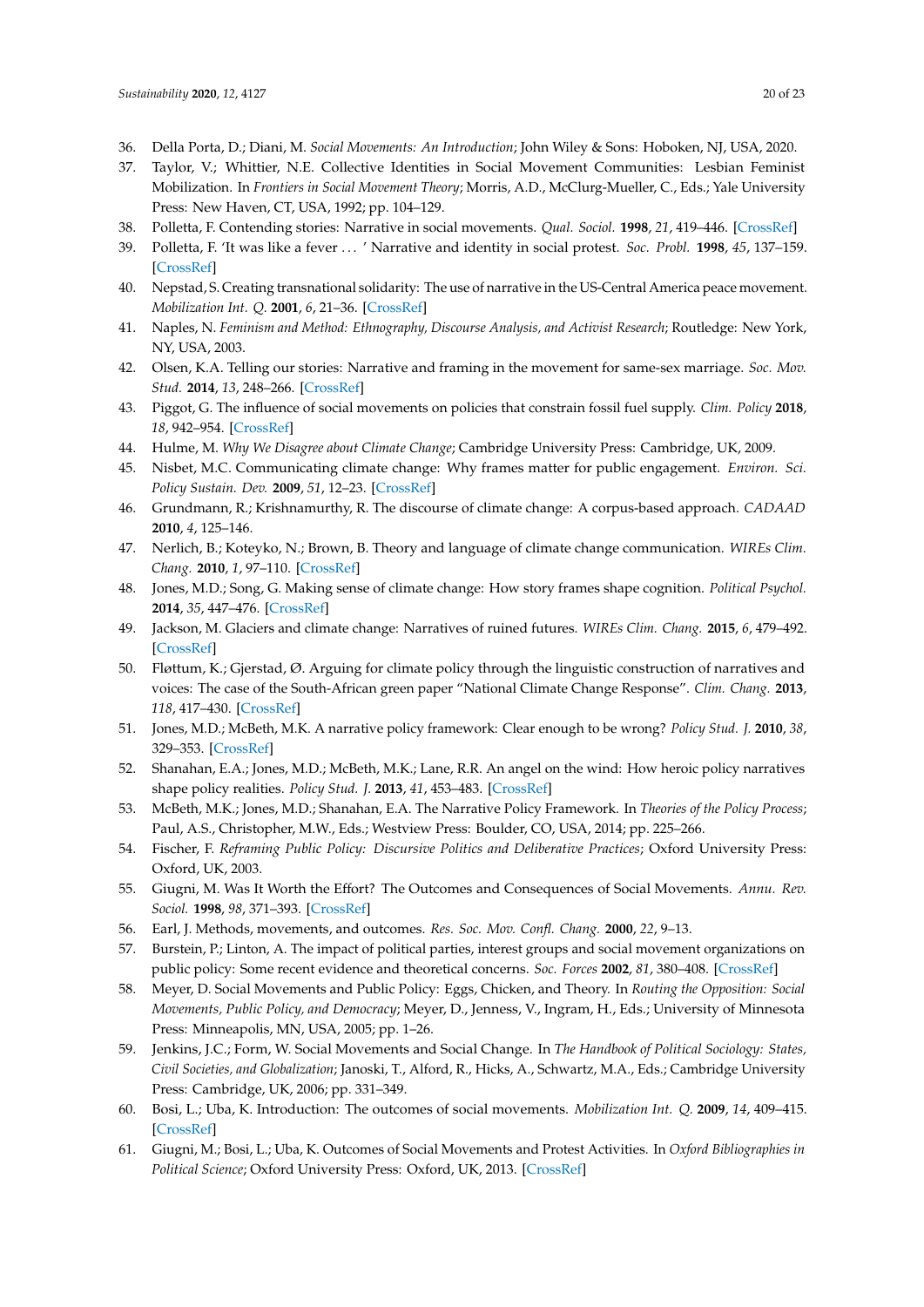36. Della Porta, D.; Diani, M. *Social Movements: An Introduction*; John Wiley & Sons: Hoboken, NJ, USA, 2020.
37. Taylor, V.; Whittier, N.E. Collective Identities in Social Movement Communities: Lesbian Feminist Mobilization. In *Frontiers in Social Movement Theory*; Morris, A.D., McClurg-Mueller, C., Eds.; Yale University Press: New Haven, CT, USA, 1992; pp. 104–129.
38. Polletta, F. Contending stories: Narrative in social movements. *Qual. Sociol.* **1998**, *21*, 419–446. [CrossRef]
39. Polletta, F. 'It was like a fever . . . ' Narrative and identity in social protest. *Soc. Probl.* **1998**, *45*, 137–159. [CrossRef]
40. Nepstad, S. Creating transnational solidarity: The use of narrative in the US-Central America peace movement. *Mobilization Int. Q.* **2001**, *6*, 21–36. [CrossRef]
41. Naples, N. *Feminism and Method: Ethnography, Discourse Analysis, and Activist Research*; Routledge: New York, NY, USA, 2003.
42. Olsen, K.A. Telling our stories: Narrative and framing in the movement for same-sex marriage. *Soc. Mov. Stud.* **2014**, *13*, 248–266. [CrossRef]
43. Piggot, G. The influence of social movements on policies that constrain fossil fuel supply. *Clim. Policy* **2018**, *18*, 942–954. [CrossRef]
44. Hulme, M. *Why We Disagree about Climate Change*; Cambridge University Press: Cambridge, UK, 2009.
45. Nisbet, M.C. Communicating climate change: Why frames matter for public engagement. *Environ. Sci. Policy Sustain. Dev.* **2009**, *51*, 12–23. [CrossRef]
46. Grundmann, R.; Krishnamurthy, R. The discourse of climate change: A corpus-based approach. *CADAAD* **2010**, *4*, 125–146.
47. Nerlich, B.; Koteyko, N.; Brown, B. Theory and language of climate change communication. *WIREs Clim. Chang.* **2010**, *1*, 97–110. [CrossRef]
48. Jones, M.D.; Song, G. Making sense of climate change: How story frames shape cognition. *Political Psychol.* **2014**, *35*, 447–476. [CrossRef]
49. Jackson, M. Glaciers and climate change: Narratives of ruined futures. *WIREs Clim. Chang.* **2015**, *6*, 479–492. [CrossRef]
50. Fløttum, K.; Gjerstad, Ø. Arguing for climate policy through the linguistic construction of narratives and voices: The case of the South-African green paper "National Climate Change Response". *Clim. Chang.* **2013**, *118*, 417–430. [CrossRef]
51. Jones, M.D.; McBeth, M.K. A narrative policy framework: Clear enough to be wrong? *Policy Stud. J.* **2010**, *38*, 329–353. [CrossRef]
52. Shanahan, E.A.; Jones, M.D.; McBeth, M.K.; Lane, R.R. An angel on the wind: How heroic policy narratives shape policy realities. *Policy Stud. J.* **2013**, *41*, 453–483. [CrossRef]
53. McBeth, M.K.; Jones, M.D.; Shanahan, E.A. The Narrative Policy Framework. In *Theories of the Policy Process*; Paul, A.S., Christopher, M.W., Eds.; Westview Press: Boulder, CO, USA, 2014; pp. 225–266.
54. Fischer, F. *Reframing Public Policy: Discursive Politics and Deliberative Practices*; Oxford University Press: Oxford, UK, 2003.
55. Giugni, M. Was It Worth the Effort? The Outcomes and Consequences of Social Movements. *Annu. Rev. Sociol.* **1998**, *98*, 371–393. [CrossRef]
56. Earl, J. Methods, movements, and outcomes. *Res. Soc. Mov. Confl. Chang.* **2000**, *22*, 9–13.
57. Burstein, P.; Linton, A. The impact of political parties, interest groups and social movement organizations on public policy: Some recent evidence and theoretical concerns. *Soc. Forces* **2002**, *81*, 380–408. [CrossRef]
58. Meyer, D. Social Movements and Public Policy: Eggs, Chicken, and Theory. In *Routing the Opposition: Social Movements, Public Policy, and Democracy*; Meyer, D., Jenness, V., Ingram, H., Eds.; University of Minnesota Press: Minneapolis, MN, USA, 2005; pp. 1–26.
59. Jenkins, J.C.; Form, W. Social Movements and Social Change. In *The Handbook of Political Sociology: States, Civil Societies, and Globalization*; Janoski, T., Alford, R., Hicks, A., Schwartz, M.A., Eds.; Cambridge University Press: Cambridge, UK, 2006; pp. 331–349.
60. Bosi, L.; Uba, K. Introduction: The outcomes of social movements. *Mobilization Int. Q.* **2009**, *14*, 409–415. [CrossRef]
61. Giugni, M.; Bosi, L.; Uba, K. Outcomes of Social Movements and Protest Activities. In *Oxford Bibliographies in Political Science*; Oxford University Press: Oxford, UK, 2013. [CrossRef]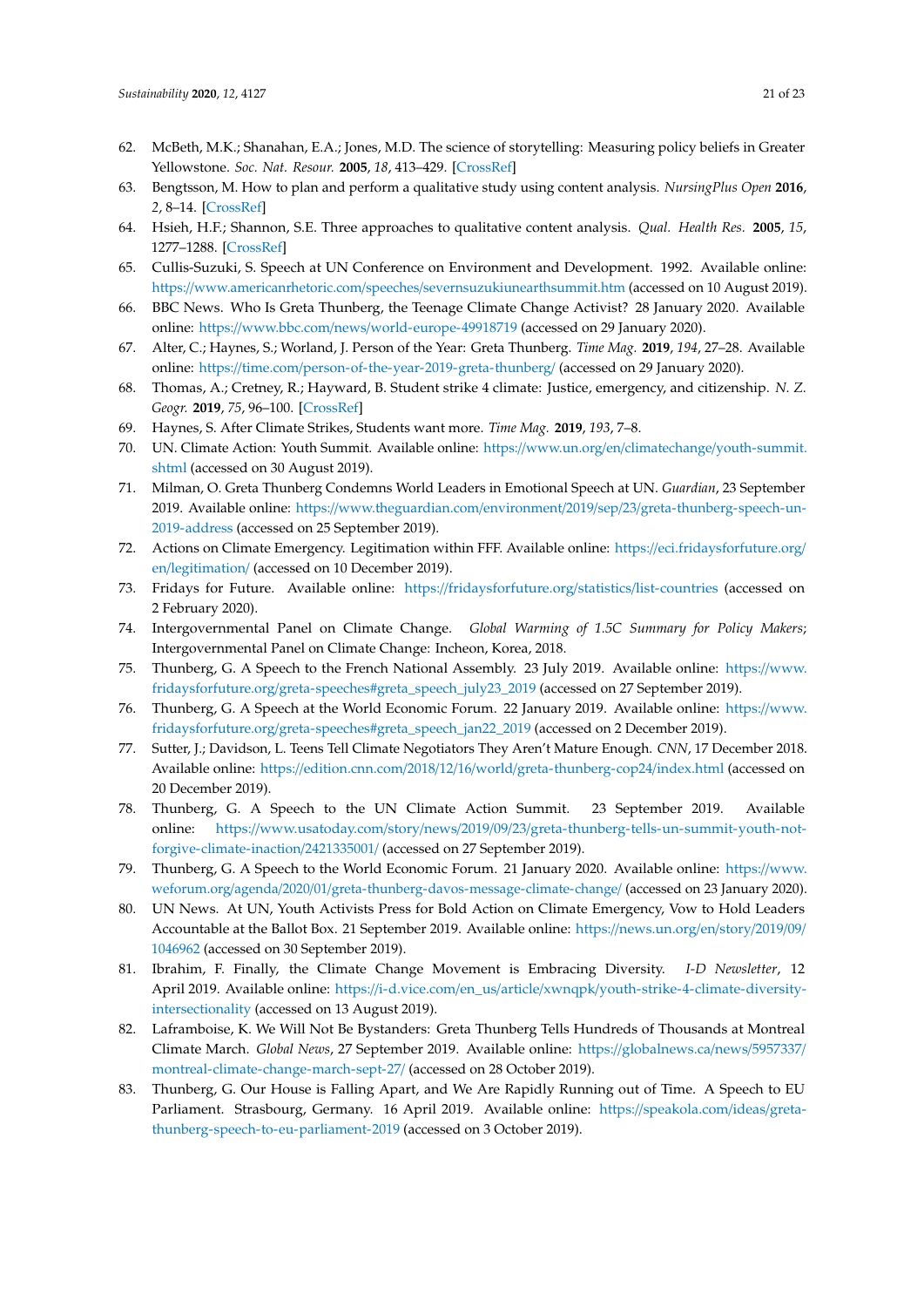62. McBeth, M.K.; Shanahan, E.A.; Jones, M.D. The science of storytelling: Measuring policy beliefs in Greater Yellowstone. *Soc. Nat. Resour.* **2005**, *18*, 413–429. [CrossRef]
63. Bengtsson, M. How to plan and perform a qualitative study using content analysis. *NursingPlus Open* **2016**, *2*, 8–14. [CrossRef]
64. Hsieh, H.F.; Shannon, S.E. Three approaches to qualitative content analysis. *Qual. Health Res.* **2005**, *15*, 1277–1288. [CrossRef]
65. Cullis-Suzuki, S. Speech at UN Conference on Environment and Development. 1992. Available online: https://www.americanrhetoric.com/speeches/severnsuzukiunearthsummit.htm (accessed on 10 August 2019).
66. BBC News. Who Is Greta Thunberg, the Teenage Climate Change Activist? 28 January 2020. Available online: https://www.bbc.com/news/world-europe-49918719 (accessed on 29 January 2020).
67. Alter, C.; Haynes, S.; Worland, J. Person of the Year: Greta Thunberg. *Time Mag.* **2019**, *194*, 27–28. Available online: https://time.com/person-of-the-year-2019-greta-thunberg/ (accessed on 29 January 2020).
68. Thomas, A.; Cretney, R.; Hayward, B. Student strike 4 climate: Justice, emergency, and citizenship. *N. Z. Geogr.* **2019**, *75*, 96–100. [CrossRef]
69. Haynes, S. After Climate Strikes, Students want more. *Time Mag.* **2019**, *193*, 7–8.
70. UN. Climate Action: Youth Summit. Available online: https://www.un.org/en/climatechange/youth-summit.shtml (accessed on 30 August 2019).
71. Milman, O. Greta Thunberg Condemns World Leaders in Emotional Speech at UN. *Guardian*, 23 September 2019. Available online: https://www.theguardian.com/environment/2019/sep/23/greta-thunberg-speech-un-2019-address (accessed on 25 September 2019).
72. Actions on Climate Emergency. Legitimation within FFF. Available online: https://eci.fridaysforfuture.org/en/legitimation/ (accessed on 10 December 2019).
73. Fridays for Future. Available online: https://fridaysforfuture.org/statistics/list-countries (accessed on 2 February 2020).
74. Intergovernmental Panel on Climate Change. *Global Warming of 1.5C Summary for Policy Makers*; Intergovernmental Panel on Climate Change: Incheon, Korea, 2018.
75. Thunberg, G. A Speech to the French National Assembly. 23 July 2019. Available online: https://www.fridaysforfuture.org/greta-speeches#greta_speech_july23_2019 (accessed on 27 September 2019).
76. Thunberg, G. A Speech at the World Economic Forum. 22 January 2019. Available online: https://www.fridaysforfuture.org/greta-speeches#greta_speech_jan22_2019 (accessed on 2 December 2019).
77. Sutter, J.; Davidson, L. Teens Tell Climate Negotiators They Aren't Mature Enough. *CNN*, 17 December 2018. Available online: https://edition.cnn.com/2018/12/16/world/greta-thunberg-cop24/index.html (accessed on 20 December 2019).
78. Thunberg, G. A Speech to the UN Climate Action Summit. 23 September 2019. Available online: https://www.usatoday.com/story/news/2019/09/23/greta-thunberg-tells-un-summit-youth-not-forgive-climate-inaction/2421335001/ (accessed on 27 September 2019).
79. Thunberg, G. A Speech to the World Economic Forum. 21 January 2020. Available online: https://www.weforum.org/agenda/2020/01/greta-thunberg-davos-message-climate-change/ (accessed on 23 January 2020).
80. UN News. At UN, Youth Activists Press for Bold Action on Climate Emergency, Vow to Hold Leaders Accountable at the Ballot Box. 21 September 2019. Available online: https://news.un.org/en/story/2019/09/1046962 (accessed on 30 September 2019).
81. Ibrahim, F. Finally, the Climate Change Movement is Embracing Diversity. *I-D Newsletter*, 12 April 2019. Available online: https://i-d.vice.com/en_us/article/xwnqpk/youth-strike-4-climate-diversity-intersectionality (accessed on 13 August 2019).
82. Laframboise, K. We Will Not Be Bystanders: Greta Thunberg Tells Hundreds of Thousands at Montreal Climate March. *Global News*, 27 September 2019. Available online: https://globalnews.ca/news/5957337/montreal-climate-change-march-sept-27/ (accessed on 28 October 2019).
83. Thunberg, G. Our House is Falling Apart, and We Are Rapidly Running out of Time. A Speech to EU Parliament. Strasbourg, Germany. 16 April 2019. Available online: https://speakola.com/ideas/greta-thunberg-speech-to-eu-parliament-2019 (accessed on 3 October 2019).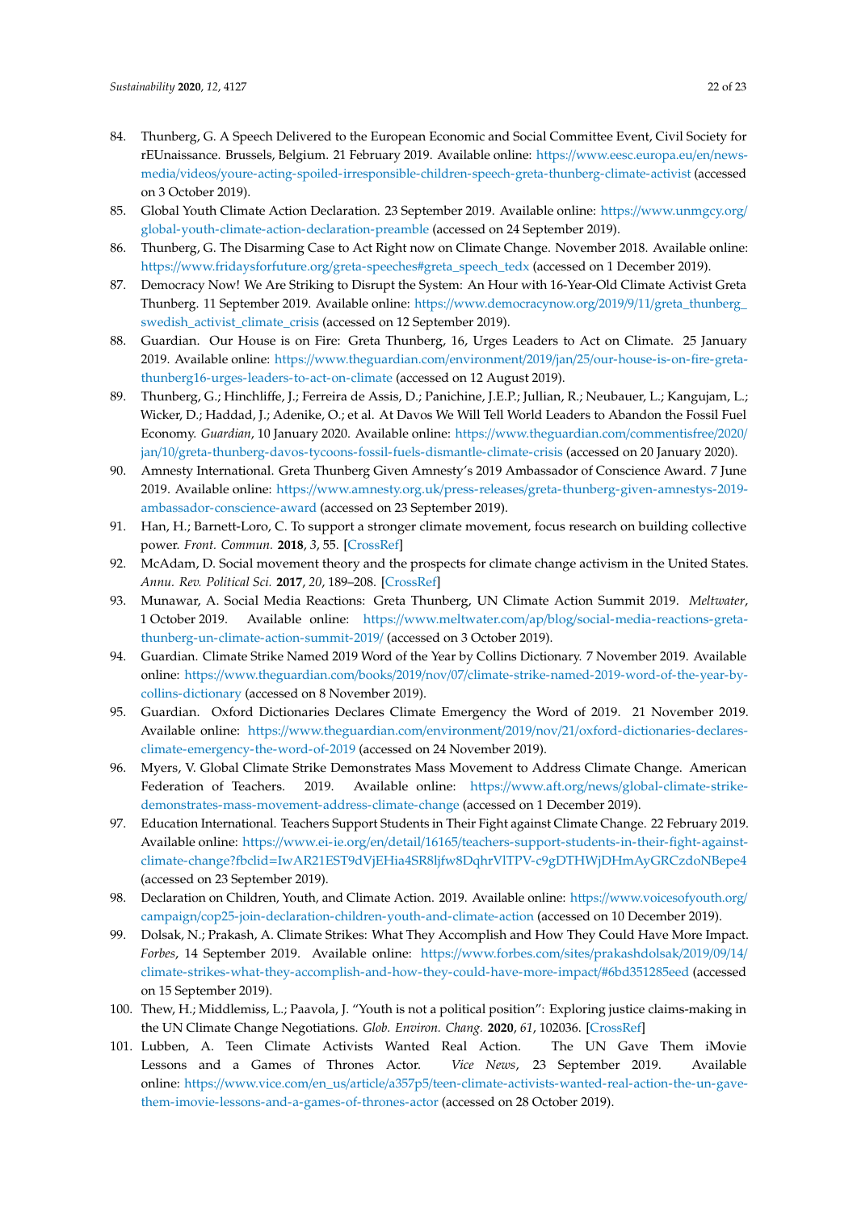84. Thunberg, G. A Speech Delivered to the European Economic and Social Committee Event, Civil Society for rEUnaissance. Brussels, Belgium. 21 February 2019. Available online: https://www.eesc.europa.eu/en/news-media/videos/youre-acting-spoiled-irresponsible-children-speech-greta-thunberg-climate-activist (accessed on 3 October 2019).
85. Global Youth Climate Action Declaration. 23 September 2019. Available online: https://www.unmgcy.org/global-youth-climate-action-declaration-preamble (accessed on 24 September 2019).
86. Thunberg, G. The Disarming Case to Act Right now on Climate Change. November 2018. Available online: https://www.fridaysforfuture.org/greta-speeches#greta_speech_tedx (accessed on 1 December 2019).
87. Democracy Now! We Are Striking to Disrupt the System: An Hour with 16-Year-Old Climate Activist Greta Thunberg. 11 September 2019. Available online: https://www.democracynow.org/2019/9/11/greta_thunberg_swedish_activist_climate_crisis (accessed on 12 September 2019).
88. Guardian. Our House is on Fire: Greta Thunberg, 16, Urges Leaders to Act on Climate. 25 January 2019. Available online: https://www.theguardian.com/environment/2019/jan/25/our-house-is-on-fire-greta-thunberg16-urges-leaders-to-act-on-climate (accessed on 12 August 2019).
89. Thunberg, G.; Hinchliffe, J.; Ferreira de Assis, D.; Panichine, J.E.P.; Jullian, R.; Neubauer, L.; Kangujam, L.; Wicker, D.; Haddad, J.; Adenike, O.; et al. At Davos We Will Tell World Leaders to Abandon the Fossil Fuel Economy. *Guardian*, 10 January 2020. Available online: https://www.theguardian.com/commentisfree/2020/jan/10/greta-thunberg-davos-tycoons-fossil-fuels-dismantle-climate-crisis (accessed on 20 January 2020).
90. Amnesty International. Greta Thunberg Given Amnesty's 2019 Ambassador of Conscience Award. 7 June 2019. Available online: https://www.amnesty.org.uk/press-releases/greta-thunberg-given-amnestys-2019-ambassador-conscience-award (accessed on 23 September 2019).
91. Han, H.; Barnett-Loro, C. To support a stronger climate movement, focus research on building collective power. *Front. Commun.* **2018**, *3*, 55. [CrossRef]
92. McAdam, D. Social movement theory and the prospects for climate change activism in the United States. *Annu. Rev. Political Sci.* **2017**, *20*, 189–208. [CrossRef]
93. Munawar, A. Social Media Reactions: Greta Thunberg, UN Climate Action Summit 2019. *Meltwater*, 1 October 2019. Available online: https://www.meltwater.com/ap/blog/social-media-reactions-greta-thunberg-un-climate-action-summit-2019/ (accessed on 3 October 2019).
94. Guardian. Climate Strike Named 2019 Word of the Year by Collins Dictionary. 7 November 2019. Available online: https://www.theguardian.com/books/2019/nov/07/climate-strike-named-2019-word-of-the-year-by-collins-dictionary (accessed on 8 November 2019).
95. Guardian. Oxford Dictionaries Declares Climate Emergency the Word of 2019. 21 November 2019. Available online: https://www.theguardian.com/environment/2019/nov/21/oxford-dictionaries-declares-climate-emergency-the-word-of-2019 (accessed on 24 November 2019).
96. Myers, V. Global Climate Strike Demonstrates Mass Movement to Address Climate Change. American Federation of Teachers. 2019. Available online: https://www.aft.org/news/global-climate-strike-demonstrates-mass-movement-address-climate-change (accessed on 1 December 2019).
97. Education International. Teachers Support Students in Their Fight against Climate Change. 22 February 2019. Available online: https://www.ei-ie.org/en/detail/16165/teachers-support-students-in-their-fight-against-climate-change?fbclid=IwAR21EST9dVjEHia4SR8ljfw8DqhrVlTPV-c9gDTHWjDHmAyGRCzdoNBepe4 (accessed on 23 September 2019).
98. Declaration on Children, Youth, and Climate Action. 2019. Available online: https://www.voicesofyouth.org/campaign/cop25-join-declaration-children-youth-and-climate-action (accessed on 10 December 2019).
99. Dolsak, N.; Prakash, A. Climate Strikes: What They Accomplish and How They Could Have More Impact. *Forbes*, 14 September 2019. Available online: https://www.forbes.com/sites/prakashdolsak/2019/09/14/climate-strikes-what-they-accomplish-and-how-they-could-have-more-impact/#6bd351285eed (accessed on 15 September 2019).
100. Thew, H.; Middlemiss, L.; Paavola, J. "Youth is not a political position": Exploring justice claims-making in the UN Climate Change Negotiations. *Glob. Environ. Chang.* **2020**, *61*, 102036. [CrossRef]
101. Lubben, A. Teen Climate Activists Wanted Real Action. The UN Gave Them iMovie Lessons and a Games of Thrones Actor. *Vice News*, 23 September 2019. Available online: https://www.vice.com/en_us/article/a357p5/teen-climate-activists-wanted-real-action-the-un-gave-them-imovie-lessons-and-a-games-of-thrones-actor (accessed on 28 October 2019).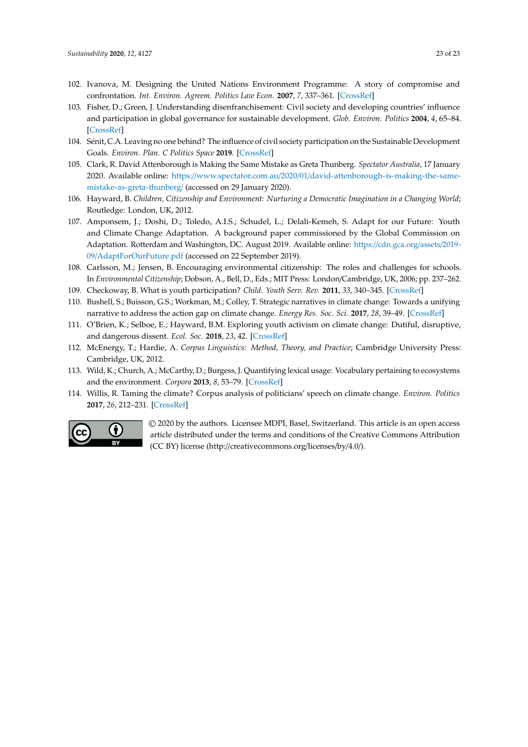102. Ivanova, M. Designing the United Nations Environment Programme: A story of compromise and confrontation. *Int. Environ. Agreem. Politics Law Econ.* **2007**, *7*, 337–361. [CrossRef]
103. Fisher, D.; Green, J. Understanding disenfranchisement: Civil society and developing countries' influence and participation in global governance for sustainable development. *Glob. Environ. Politics* **2004**, *4*, 65–84. [CrossRef]
104. Sénit, C.A. Leaving no one behind? The influence of civil society participation on the Sustainable Development Goals. *Environ. Plan. C Politics Space* **2019**. [CrossRef]
105. Clark, R. David Attenborough is Making the Same Mistake as Greta Thunberg. *Spectator Australia*, 17 January 2020. Available online: https://www.spectator.com.au/2020/01/david-attenborough-is-making-the-same-mistake-as-greta-thunberg/ (accessed on 29 January 2020).
106. Hayward, B. *Children, Citizenship and Environment: Nurturing a Democratic Imagination in a Changing World*; Routledge: London, UK, 2012.
107. Amponsem, J.; Doshi, D.; Toledo, A.I.S.; Schudel, L.; Delali-Kemeh, S. Adapt for our Future: Youth and Climate Change Adaptation. A background paper commissioned by the Global Commission on Adaptation. Rotterdam and Washington, DC. August 2019. Available online: https://cdn.gca.org/assets/2019-09/AdaptForOurFuture.pdf (accessed on 22 September 2019).
108. Carlsson, M.; Jensen, B. Encouraging environmental citizenship: The roles and challenges for schools. In *Environmental Citizenship*; Dobson, A., Bell, D., Eds.; MIT Press: London/Cambridge, UK, 2006; pp. 237–262.
109. Checkoway, B. What is youth participation? *Child. Youth Serv. Rev.* **2011**, *33*, 340–345. [CrossRef]
110. Bushell, S.; Buisson, G.S.; Workman, M.; Colley, T. Strategic narratives in climate change: Towards a unifying narrative to address the action gap on climate change. *Energy Res. Soc. Sci.* **2017**, *28*, 39–49. [CrossRef]
111. O'Brien, K.; Selboe, E.; Hayward, B.M. Exploring youth activism on climate change: Dutiful, disruptive, and dangerous dissent. *Ecol. Soc.* **2018**, *23*, 42. [CrossRef]
112. McEnergy, T.; Hardie, A. *Corpus Linguistics: Method, Theory, and Practice*; Cambridge University Press: Cambridge, UK, 2012.
113. Wild, K.; Church, A.; McCarthy, D.; Burgess, J. Quantifying lexical usage: Vocabulary pertaining to ecosystems and the environment. *Corpora* **2013**, *8*, 53–79. [CrossRef]
114. Willis, R. Taming the climate? Corpus analysis of politicians' speech on climate change. *Environ. Politics* **2017**, *26*, 212–231. [CrossRef]

© 2020 by the authors. Licensee MDPI, Basel, Switzerland. This article is an open access article distributed under the terms and conditions of the Creative Commons Attribution (CC BY) license (http://creativecommons.org/licenses/by/4.0/).